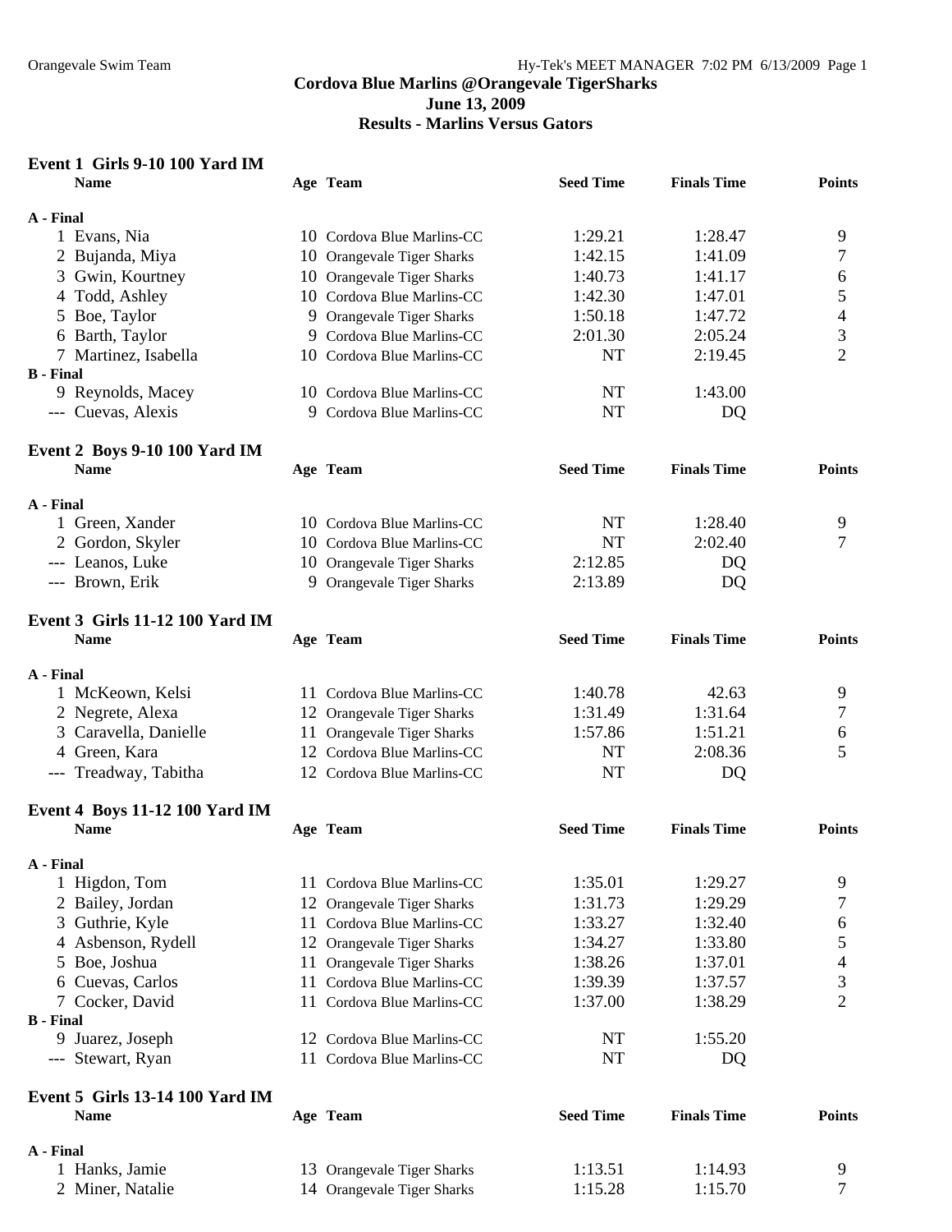**Cordova Blue Marlins @Orangevale TigerSharks**
**June 13, 2009**
**Results - Marlins Versus Gators**

## Event 1 Girls 9-10 100 Yard IM

| Name | Age | Team | Seed Time | Finals Time | Points |
|---|---|---|---|---|---|
| **A - Final** | | | | | |
| 1 Evans, Nia | 10 | Cordova Blue Marlins-CC | 1:29.21 | 1:28.47 | 9 |
| 2 Bujanda, Miya | 10 | Orangevale Tiger Sharks | 1:42.15 | 1:41.09 | 7 |
| 3 Gwin, Kourtney | 10 | Orangevale Tiger Sharks | 1:40.73 | 1:41.17 | 6 |
| 4 Todd, Ashley | 10 | Cordova Blue Marlins-CC | 1:42.30 | 1:47.01 | 5 |
| 5 Boe, Taylor | 9 | Orangevale Tiger Sharks | 1:50.18 | 1:47.72 | 4 |
| 6 Barth, Taylor | 9 | Cordova Blue Marlins-CC | 2:01.30 | 2:05.24 | 3 |
| 7 Martinez, Isabella | 10 | Cordova Blue Marlins-CC | NT | 2:19.45 | 2 |
| **B - Final** | | | | | |
| 9 Reynolds, Macey | 10 | Cordova Blue Marlins-CC | NT | 1:43.00 | |
| --- Cuevas, Alexis | 9 | Cordova Blue Marlins-CC | NT | DQ | |

## Event 2 Boys 9-10 100 Yard IM

| Name | Age | Team | Seed Time | Finals Time | Points |
|---|---|---|---|---|---|
| **A - Final** | | | | | |
| 1 Green, Xander | 10 | Cordova Blue Marlins-CC | NT | 1:28.40 | 9 |
| 2 Gordon, Skyler | 10 | Cordova Blue Marlins-CC | NT | 2:02.40 | 7 |
| --- Leanos, Luke | 10 | Orangevale Tiger Sharks | 2:12.85 | DQ | |
| --- Brown, Erik | 9 | Orangevale Tiger Sharks | 2:13.89 | DQ | |

## Event 3 Girls 11-12 100 Yard IM

| Name | Age | Team | Seed Time | Finals Time | Points |
|---|---|---|---|---|---|
| **A - Final** | | | | | |
| 1 McKeown, Kelsi | 11 | Cordova Blue Marlins-CC | 1:40.78 | 42.63 | 9 |
| 2 Negrete, Alexa | 12 | Orangevale Tiger Sharks | 1:31.49 | 1:31.64 | 7 |
| 3 Caravella, Danielle | 11 | Orangevale Tiger Sharks | 1:57.86 | 1:51.21 | 6 |
| 4 Green, Kara | 12 | Cordova Blue Marlins-CC | NT | 2:08.36 | 5 |
| --- Treadway, Tabitha | 12 | Cordova Blue Marlins-CC | NT | DQ | |

## Event 4 Boys 11-12 100 Yard IM

| Name | Age | Team | Seed Time | Finals Time | Points |
|---|---|---|---|---|---|
| **A - Final** | | | | | |
| 1 Higdon, Tom | 11 | Cordova Blue Marlins-CC | 1:35.01 | 1:29.27 | 9 |
| 2 Bailey, Jordan | 12 | Orangevale Tiger Sharks | 1:31.73 | 1:29.29 | 7 |
| 3 Guthrie, Kyle | 11 | Cordova Blue Marlins-CC | 1:33.27 | 1:32.40 | 6 |
| 4 Asbenson, Rydell | 12 | Orangevale Tiger Sharks | 1:34.27 | 1:33.80 | 5 |
| 5 Boe, Joshua | 11 | Orangevale Tiger Sharks | 1:38.26 | 1:37.01 | 4 |
| 6 Cuevas, Carlos | 11 | Cordova Blue Marlins-CC | 1:39.39 | 1:37.57 | 3 |
| 7 Cocker, David | 11 | Cordova Blue Marlins-CC | 1:37.00 | 1:38.29 | 2 |
| **B - Final** | | | | | |
| 9 Juarez, Joseph | 12 | Cordova Blue Marlins-CC | NT | 1:55.20 | |
| --- Stewart, Ryan | 11 | Cordova Blue Marlins-CC | NT | DQ | |

## Event 5 Girls 13-14 100 Yard IM

| Name | Age | Team | Seed Time | Finals Time | Points |
|---|---|---|---|---|---|
| **A - Final** | | | | | |
| 1 Hanks, Jamie | 13 | Orangevale Tiger Sharks | 1:13.51 | 1:14.93 | 9 |
| 2 Miner, Natalie | 14 | Orangevale Tiger Sharks | 1:15.28 | 1:15.70 | 7 |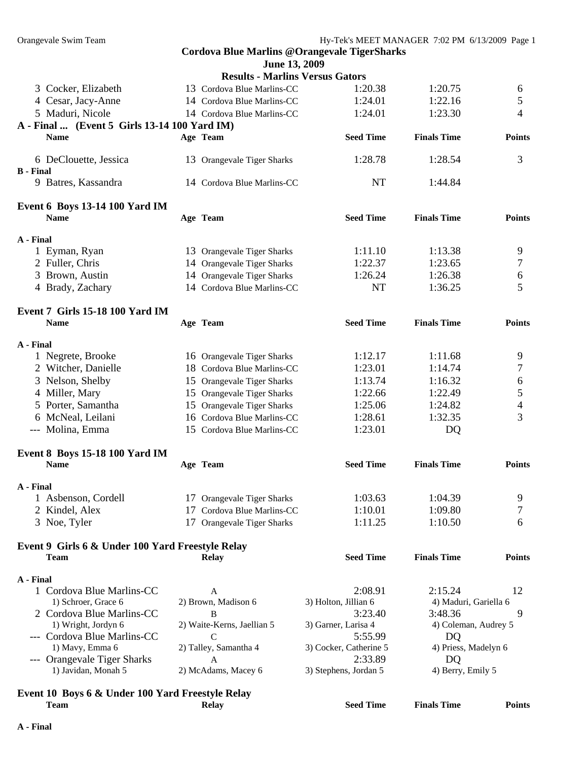## Cordova Blue Marlins @Orangevale TigerSharks

### June 13, 2009

### Results - Marlins Versus Gators

| Name | Age | Team | Seed Time | Finals Time | Points |
|---|---|---|---|---|---|
| 3 Cocker, Elizabeth | 13 | Cordova Blue Marlins-CC | 1:20.38 | 1:20.75 | 6 |
| 4 Cesar, Jacy-Anne | 14 | Cordova Blue Marlins-CC | 1:24.01 | 1:22.16 | 5 |
| 5 Maduri, Nicole | 14 | Cordova Blue Marlins-CC | 1:24.01 | 1:23.30 | 4 |

**A - Final ... (Event 5 Girls 13-14 100 Yard IM)**

| Name | Age | Team | Seed Time | Finals Time | Points |
|---|---|---|---|---|---|
| 6 DeClouette, Jessica | 13 | Orangevale Tiger Sharks | 1:28.78 | 1:28.54 | 3 |
| **B - Final** | | | | | |
| 9 Batres, Kassandra | 14 | Cordova Blue Marlins-CC | NT | 1:44.84 | |

**Event 6 Boys 13-14 100 Yard IM**

| Name | Age | Team | Seed Time | Finals Time | Points |
|---|---|---|---|---|---|
| **A - Final** | | | | | |
| 1 Eyman, Ryan | 13 | Orangevale Tiger Sharks | 1:11.10 | 1:13.38 | 9 |
| 2 Fuller, Chris | 14 | Orangevale Tiger Sharks | 1:22.37 | 1:23.65 | 7 |
| 3 Brown, Austin | 14 | Orangevale Tiger Sharks | 1:26.24 | 1:26.38 | 6 |
| 4 Brady, Zachary | 14 | Cordova Blue Marlins-CC | NT | 1:36.25 | 5 |

**Event 7 Girls 15-18 100 Yard IM**

| Name | Age | Team | Seed Time | Finals Time | Points |
|---|---|---|---|---|---|
| **A - Final** | | | | | |
| 1 Negrete, Brooke | 16 | Orangevale Tiger Sharks | 1:12.17 | 1:11.68 | 9 |
| 2 Witcher, Danielle | 18 | Cordova Blue Marlins-CC | 1:23.01 | 1:14.74 | 7 |
| 3 Nelson, Shelby | 15 | Orangevale Tiger Sharks | 1:13.74 | 1:16.32 | 6 |
| 4 Miller, Mary | 15 | Orangevale Tiger Sharks | 1:22.66 | 1:22.49 | 5 |
| 5 Porter, Samantha | 15 | Orangevale Tiger Sharks | 1:25.06 | 1:24.82 | 4 |
| 6 McNeal, Leilani | 16 | Cordova Blue Marlins-CC | 1:28.61 | 1:32.35 | 3 |
| --- Molina, Emma | 15 | Cordova Blue Marlins-CC | 1:23.01 | DQ | |

**Event 8 Boys 15-18 100 Yard IM**

| Name | Age | Team | Seed Time | Finals Time | Points |
|---|---|---|---|---|---|
| **A - Final** | | | | | |
| 1 Asbenson, Cordell | 17 | Orangevale Tiger Sharks | 1:03.63 | 1:04.39 | 9 |
| 2 Kindel, Alex | 17 | Cordova Blue Marlins-CC | 1:10.01 | 1:09.80 | 7 |
| 3 Noe, Tyler | 17 | Orangevale Tiger Sharks | 1:11.25 | 1:10.50 | 6 |

**Event 9 Girls 6 & Under 100 Yard Freestyle Relay**

| Team | Relay | Seed Time | Finals Time | Points |
|---|---|---|---|---|
| **A - Final** | | | | |
| 1 Cordova Blue Marlins-CC | A | 2:08.91 | 2:15.24 | 12 |
| 1) Schroer, Grace 6 | 2) Brown, Madison 6 | 3) Holton, Jillian 6 | 4) Maduri, Gariella 6 | |
| 2 Cordova Blue Marlins-CC | B | 3:23.40 | 3:48.36 | 9 |
| 1) Wright, Jordyn 6 | 2) Waite-Kerns, Jaellian 5 | 3) Garner, Larisa 4 | 4) Coleman, Audrey 5 | |
| --- Cordova Blue Marlins-CC | C | 5:55.99 | DQ | |
| 1) Mavy, Emma 6 | 2) Talley, Samantha 4 | 3) Cocker, Catherine 5 | 4) Priess, Madelyn 6 | |
| --- Orangevale Tiger Sharks | A | 2:33.89 | DQ | |
| 1) Javidan, Monah 5 | 2) McAdams, Macey 6 | 3) Stephens, Jordan 5 | 4) Berry, Emily 5 | |

**Event 10 Boys 6 & Under 100 Yard Freestyle Relay**

| Team | Relay | Seed Time | Finals Time | Points |
|---|---|---|---|---|
| **A - Final** | | | | |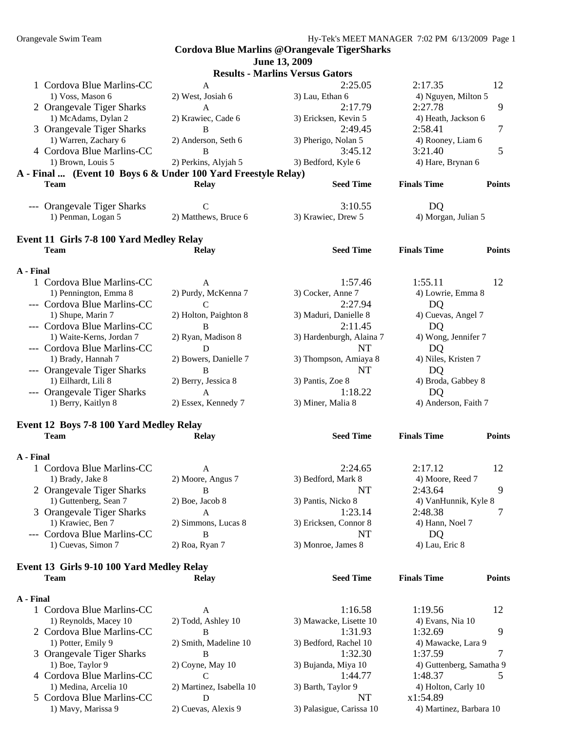**Cordova Blue Marlins @Orangevale TigerSharks**

**June 13, 2009**

**Results - Marlins Versus Gators**

| | Team | Relay | Seed Time | Finals Time | Points |
|---|---|---|---|---|---|
| 1 | Cordova Blue Marlins-CC | A | 2:25.05 | 2:17.35 | 12 |
| | 1) Voss, Mason 6 | 2) West, Josiah 6 | 3) Lau, Ethan 6 | 4) Nguyen, Milton 5 | |
| 2 | Orangevale Tiger Sharks | A | 2:17.79 | 2:27.78 | 9 |
| | 1) McAdams, Dylan 2 | 2) Krawiec, Cade 6 | 3) Ericksen, Kevin 5 | 4) Heath, Jackson 6 | |
| 3 | Orangevale Tiger Sharks | B | 2:49.45 | 2:58.41 | 7 |
| | 1) Warren, Zachary 6 | 2) Anderson, Seth 6 | 3) Pherigo, Nolan 5 | 4) Rooney, Liam 6 | |
| 4 | Cordova Blue Marlins-CC | B | 3:45.12 | 3:21.40 | 5 |
| | 1) Brown, Louis 5 | 2) Perkins, Alyjah 5 | 3) Bedford, Kyle 6 | 4) Hare, Brynan 6 | |

**A - Final ... (Event 10 Boys 6 & Under 100 Yard Freestyle Relay)**

| | Team | Relay | Seed Time | Finals Time | Points |
|---|---|---|---|---|---|
| --- | Orangevale Tiger Sharks | C | 3:10.55 | DQ | |
| | 1) Penman, Logan 5 | 2) Matthews, Bruce 6 | 3) Krawiec, Drew 5 | 4) Morgan, Julian 5 | |

## Event 11 Girls 7-8 100 Yard Medley Relay

**A - Final**

| | Team | Relay | Seed Time | Finals Time | Points |
|---|---|---|---|---|---|
| 1 | Cordova Blue Marlins-CC | A | 1:57.46 | 1:55.11 | 12 |
| | 1) Pennington, Emma 8 | 2) Purdy, McKenna 7 | 3) Cocker, Anne 7 | 4) Lowrie, Emma 8 | |
| --- | Cordova Blue Marlins-CC | C | 2:27.94 | DQ | |
| | 1) Shupe, Marin 7 | 2) Holton, Paighton 8 | 3) Maduri, Danielle 8 | 4) Cuevas, Angel 7 | |
| --- | Cordova Blue Marlins-CC | B | 2:11.45 | DQ | |
| | 1) Waite-Kerns, Jordan 7 | 2) Ryan, Madison 8 | 3) Hardenburgh, Alaina 7 | 4) Wong, Jennifer 7 | |
| --- | Cordova Blue Marlins-CC | D | NT | DQ | |
| | 1) Brady, Hannah 7 | 2) Bowers, Danielle 7 | 3) Thompson, Amiaya 8 | 4) Niles, Kristen 7 | |
| --- | Orangevale Tiger Sharks | B | NT | DQ | |
| | 1) Eilhardt, Lili 8 | 2) Berry, Jessica 8 | 3) Pantis, Zoe 8 | 4) Broda, Gabbey 8 | |
| --- | Orangevale Tiger Sharks | A | 1:18.22 | DQ | |
| | 1) Berry, Kaitlyn 8 | 2) Essex, Kennedy 7 | 3) Miner, Malia 8 | 4) Anderson, Faith 7 | |

## Event 12 Boys 7-8 100 Yard Medley Relay

**A - Final**

| | Team | Relay | Seed Time | Finals Time | Points |
|---|---|---|---|---|---|
| 1 | Cordova Blue Marlins-CC | A | 2:24.65 | 2:17.12 | 12 |
| | 1) Brady, Jake 8 | 2) Moore, Angus 7 | 3) Bedford, Mark 8 | 4) Moore, Reed 7 | |
| 2 | Orangevale Tiger Sharks | B | NT | 2:43.64 | 9 |
| | 1) Guttenberg, Sean 7 | 2) Boe, Jacob 8 | 3) Pantis, Nicko 8 | 4) VanHunnik, Kyle 8 | |
| 3 | Orangevale Tiger Sharks | A | 1:23.14 | 2:48.38 | 7 |
| | 1) Krawiec, Ben 7 | 2) Simmons, Lucas 8 | 3) Ericksen, Connor 8 | 4) Hann, Noel 7 | |
| --- | Cordova Blue Marlins-CC | B | NT | DQ | |
| | 1) Cuevas, Simon 7 | 2) Roa, Ryan 7 | 3) Monroe, James 8 | 4) Lau, Eric 8 | |

## Event 13 Girls 9-10 100 Yard Medley Relay

**A - Final**

| | Team | Relay | Seed Time | Finals Time | Points |
|---|---|---|---|---|---|
| 1 | Cordova Blue Marlins-CC | A | 1:16.58 | 1:19.56 | 12 |
| | 1) Reynolds, Macey 10 | 2) Todd, Ashley 10 | 3) Mawacke, Lisette 10 | 4) Evans, Nia 10 | |
| 2 | Cordova Blue Marlins-CC | B | 1:31.93 | 1:32.69 | 9 |
| | 1) Potter, Emily 9 | 2) Smith, Madeline 10 | 3) Bedford, Rachel 10 | 4) Mawacke, Lara 9 | |
| 3 | Orangevale Tiger Sharks | B | 1:32.30 | 1:37.59 | 7 |
| | 1) Boe, Taylor 9 | 2) Coyne, May 10 | 3) Bujanda, Miya 10 | 4) Guttenberg, Samatha 9 | |
| 4 | Cordova Blue Marlins-CC | C | 1:44.77 | 1:48.37 | 5 |
| | 1) Medina, Arcelia 10 | 2) Martinez, Isabella 10 | 3) Barth, Taylor 9 | 4) Holton, Carly 10 | |
| 5 | Cordova Blue Marlins-CC | D | NT | x1:54.89 | |
| | 1) Mavy, Marissa 9 | 2) Cuevas, Alexis 9 | 3) Palasigue, Carissa 10 | 4) Martinez, Barbara 10 | |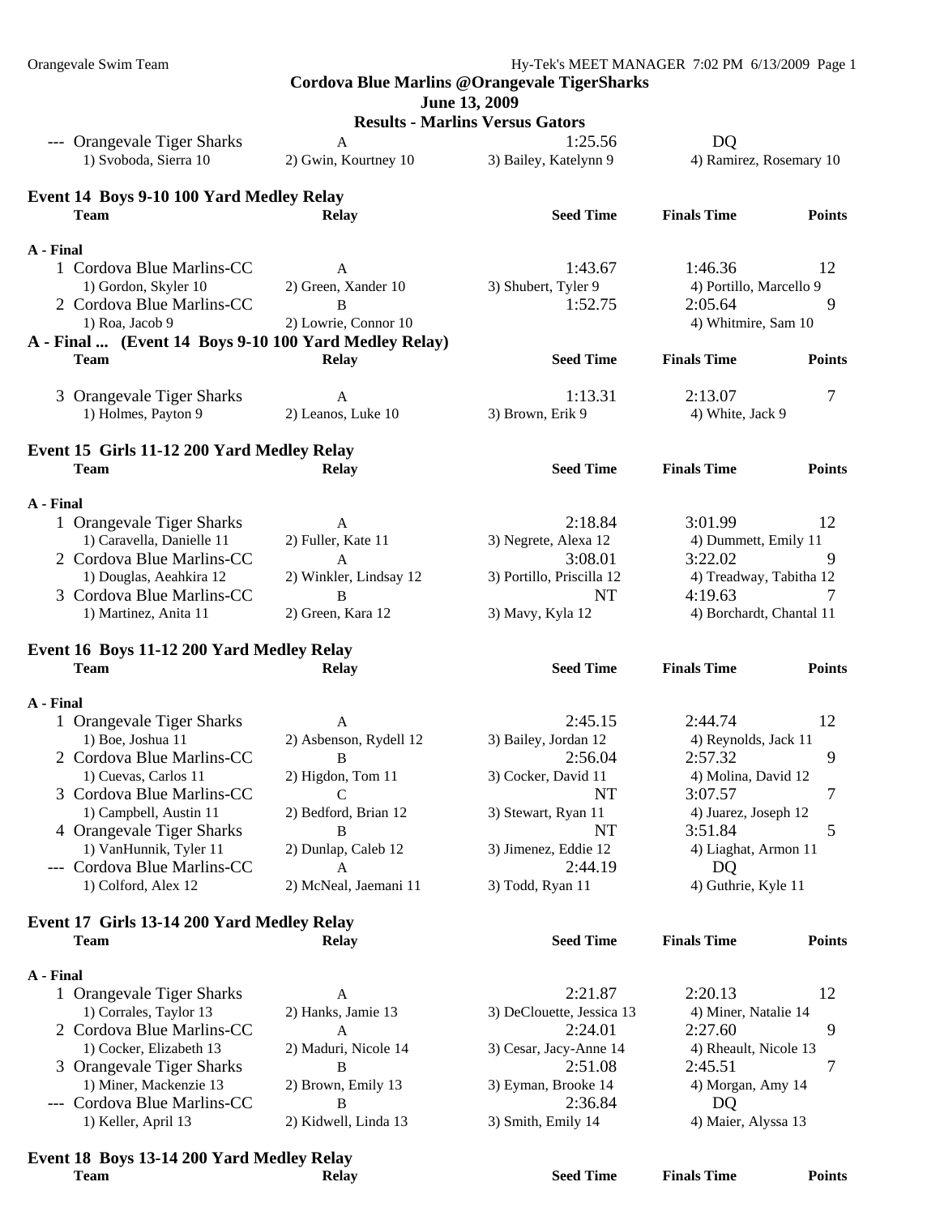**Cordova Blue Marlins @Orangevale TigerSharks**
**June 13, 2009**
**Results - Marlins Versus Gators**

| | Team | Relay | Seed Time | Finals Time | Points |
|---|---|---|---|---|---|
| --- | Orangevale Tiger Sharks | A | 1:25.56 | DQ | |
| | 1) Svoboda, Sierra 10 | 2) Gwin, Kourtney 10 | 3) Bailey, Katelynn 9 | 4) Ramirez, Rosemary 10 | |

## Event 14 Boys 9-10 100 Yard Medley Relay

**A - Final**

| | Team | Relay | Seed Time | Finals Time | Points |
|---|---|---|---|---|---|
| 1 | Cordova Blue Marlins-CC | A | 1:43.67 | 1:46.36 | 12 |
| | 1) Gordon, Skyler 10 | 2) Green, Xander 10 | 3) Shubert, Tyler 9 | 4) Portillo, Marcello 9 | |
| 2 | Cordova Blue Marlins-CC | B | 1:52.75 | 2:05.64 | 9 |
| | 1) Roa, Jacob 9 | 2) Lowrie, Connor 10 | | 4) Whitmire, Sam 10 | |
| 3 | Orangevale Tiger Sharks | A | 1:13.31 | 2:13.07 | 7 |
| | 1) Holmes, Payton 9 | 2) Leanos, Luke 10 | 3) Brown, Erik 9 | 4) White, Jack 9 | |

## Event 15 Girls 11-12 200 Yard Medley Relay

**A - Final**

| | Team | Relay | Seed Time | Finals Time | Points |
|---|---|---|---|---|---|
| 1 | Orangevale Tiger Sharks | A | 2:18.84 | 3:01.99 | 12 |
| | 1) Caravella, Danielle 11 | 2) Fuller, Kate 11 | 3) Negrete, Alexa 12 | 4) Dummett, Emily 11 | |
| 2 | Cordova Blue Marlins-CC | A | 3:08.01 | 3:22.02 | 9 |
| | 1) Douglas, Aeahkira 12 | 2) Winkler, Lindsay 12 | 3) Portillo, Priscilla 12 | 4) Treadway, Tabitha 12 | |
| 3 | Cordova Blue Marlins-CC | B | NT | 4:19.63 | 7 |
| | 1) Martinez, Anita 11 | 2) Green, Kara 12 | 3) Mavy, Kyla 12 | 4) Borchardt, Chantal 11 | |

## Event 16 Boys 11-12 200 Yard Medley Relay

**A - Final**

| | Team | Relay | Seed Time | Finals Time | Points |
|---|---|---|---|---|---|
| 1 | Orangevale Tiger Sharks | A | 2:45.15 | 2:44.74 | 12 |
| | 1) Boe, Joshua 11 | 2) Asbenson, Rydell 12 | 3) Bailey, Jordan 12 | 4) Reynolds, Jack 11 | |
| 2 | Cordova Blue Marlins-CC | B | 2:56.04 | 2:57.32 | 9 |
| | 1) Cuevas, Carlos 11 | 2) Higdon, Tom 11 | 3) Cocker, David 11 | 4) Molina, David 12 | |
| 3 | Cordova Blue Marlins-CC | C | NT | 3:07.57 | 7 |
| | 1) Campbell, Austin 11 | 2) Bedford, Brian 12 | 3) Stewart, Ryan 11 | 4) Juarez, Joseph 12 | |
| 4 | Orangevale Tiger Sharks | B | NT | 3:51.84 | 5 |
| | 1) VanHunnik, Tyler 11 | 2) Dunlap, Caleb 12 | 3) Jimenez, Eddie 12 | 4) Liaghat, Armon 11 | |
| --- | Cordova Blue Marlins-CC | A | 2:44.19 | DQ | |
| | 1) Colford, Alex 12 | 2) McNeal, Jaemani 11 | 3) Todd, Ryan 11 | 4) Guthrie, Kyle 11 | |

## Event 17 Girls 13-14 200 Yard Medley Relay

**A - Final**

| | Team | Relay | Seed Time | Finals Time | Points |
|---|---|---|---|---|---|
| 1 | Orangevale Tiger Sharks | A | 2:21.87 | 2:20.13 | 12 |
| | 1) Corrales, Taylor 13 | 2) Hanks, Jamie 13 | 3) DeClouette, Jessica 13 | 4) Miner, Natalie 14 | |
| 2 | Cordova Blue Marlins-CC | A | 2:24.01 | 2:27.60 | 9 |
| | 1) Cocker, Elizabeth 13 | 2) Maduri, Nicole 14 | 3) Cesar, Jacy-Anne 14 | 4) Rheault, Nicole 13 | |
| 3 | Orangevale Tiger Sharks | B | 2:51.08 | 2:45.51 | 7 |
| | 1) Miner, Mackenzie 13 | 2) Brown, Emily 13 | 3) Eyman, Brooke 14 | 4) Morgan, Amy 14 | |
| --- | Cordova Blue Marlins-CC | B | 2:36.84 | DQ | |
| | 1) Keller, April 13 | 2) Kidwell, Linda 13 | 3) Smith, Emily 14 | 4) Maier, Alyssa 13 | |

## Event 18 Boys 13-14 200 Yard Medley Relay

| Team | Relay | Seed Time | Finals Time | Points |
|---|---|---|---|---|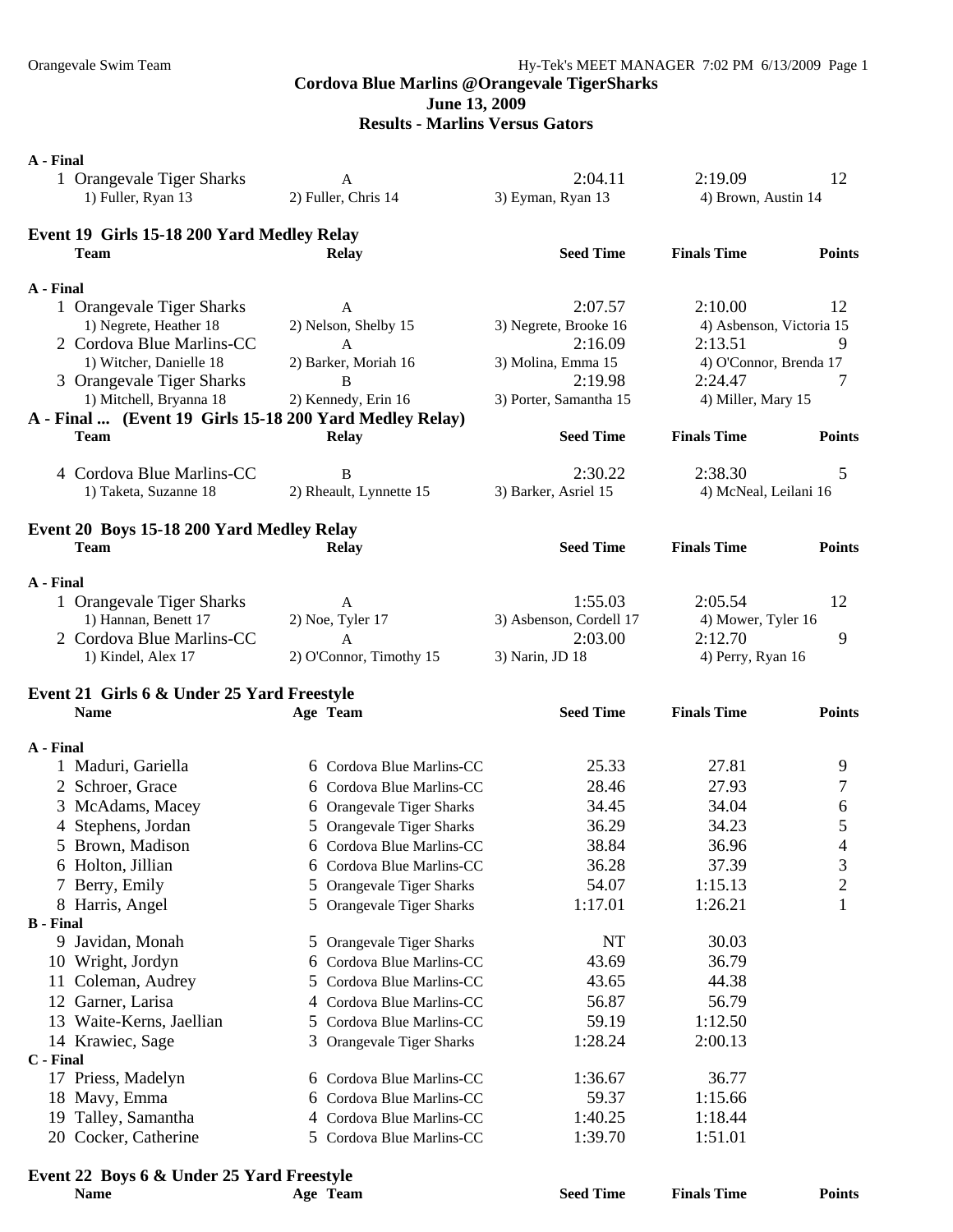## Cordova Blue Marlins @Orangevale TigerSharks
## June 13, 2009
## Results - Marlins Versus Gators

**A - Final**

| | Team | Relay | Seed Time | Finals Time | Points |
|---|---|---|---|---|---|
| 1 | Orangevale Tiger Sharks | A | 2:04.11 | 2:19.09 | 12 |
| | 1) Fuller, Ryan 13 | 2) Fuller, Chris 14 | 3) Eyman, Ryan 13 | 4) Brown, Austin 14 | |

### Event 19 Girls 15-18 200 Yard Medley Relay

| | Team | Relay | Seed Time | Finals Time | Points |
|---|---|---|---|---|---|
| **A - Final** | | | | | |
| 1 | Orangevale Tiger Sharks | A | 2:07.57 | 2:10.00 | 12 |
| | 1) Negrete, Heather 18 | 2) Nelson, Shelby 15 | 3) Negrete, Brooke 16 | 4) Asbenson, Victoria 15 | |
| 2 | Cordova Blue Marlins-CC | A | 2:16.09 | 2:13.51 | 9 |
| | 1) Witcher, Danielle 18 | 2) Barker, Moriah 16 | 3) Molina, Emma 15 | 4) O'Connor, Brenda 17 | |
| 3 | Orangevale Tiger Sharks | B | 2:19.98 | 2:24.47 | 7 |
| | 1) Mitchell, Bryanna 18 | 2) Kennedy, Erin 16 | 3) Porter, Samantha 15 | 4) Miller, Mary 15 | |

**A - Final ... (Event 19 Girls 15-18 200 Yard Medley Relay)**

| | Team | Relay | Seed Time | Finals Time | Points |
|---|---|---|---|---|---|
| 4 | Cordova Blue Marlins-CC | B | 2:30.22 | 2:38.30 | 5 |
| | 1) Taketa, Suzanne 18 | 2) Rheault, Lynnette 15 | 3) Barker, Asriel 15 | 4) McNeal, Leilani 16 | |

### Event 20 Boys 15-18 200 Yard Medley Relay

| | Team | Relay | Seed Time | Finals Time | Points |
|---|---|---|---|---|---|
| **A - Final** | | | | | |
| 1 | Orangevale Tiger Sharks | A | 1:55.03 | 2:05.54 | 12 |
| | 1) Hannan, Benett 17 | 2) Noe, Tyler 17 | 3) Asbenson, Cordell 17 | 4) Mower, Tyler 16 | |
| 2 | Cordova Blue Marlins-CC | A | 2:03.00 | 2:12.70 | 9 |
| | 1) Kindel, Alex 17 | 2) O'Connor, Timothy 15 | 3) Narin, JD 18 | 4) Perry, Ryan 16 | |

### Event 21 Girls 6 & Under 25 Yard Freestyle

| | Name | Age | Team | Seed Time | Finals Time | Points |
|---|---|---|---|---|---|---|
| **A - Final** | | | | | | |
| 1 | Maduri, Gariella | 6 | Cordova Blue Marlins-CC | 25.33 | 27.81 | 9 |
| 2 | Schroer, Grace | 6 | Cordova Blue Marlins-CC | 28.46 | 27.93 | 7 |
| 3 | McAdams, Macey | 6 | Orangevale Tiger Sharks | 34.45 | 34.04 | 6 |
| 4 | Stephens, Jordan | 5 | Orangevale Tiger Sharks | 36.29 | 34.23 | 5 |
| 5 | Brown, Madison | 6 | Cordova Blue Marlins-CC | 38.84 | 36.96 | 4 |
| 6 | Holton, Jillian | 6 | Cordova Blue Marlins-CC | 36.28 | 37.39 | 3 |
| 7 | Berry, Emily | 5 | Orangevale Tiger Sharks | 54.07 | 1:15.13 | 2 |
| 8 | Harris, Angel | 5 | Orangevale Tiger Sharks | 1:17.01 | 1:26.21 | 1 |
| **B - Final** | | | | | | |
| 9 | Javidan, Monah | 5 | Orangevale Tiger Sharks | NT | 30.03 | |
| 10 | Wright, Jordyn | 6 | Cordova Blue Marlins-CC | 43.69 | 36.79 | |
| 11 | Coleman, Audrey | 5 | Cordova Blue Marlins-CC | 43.65 | 44.38 | |
| 12 | Garner, Larisa | 4 | Cordova Blue Marlins-CC | 56.87 | 56.79 | |
| 13 | Waite-Kerns, Jaellian | 5 | Cordova Blue Marlins-CC | 59.19 | 1:12.50 | |
| 14 | Krawiec, Sage | 3 | Orangevale Tiger Sharks | 1:28.24 | 2:00.13 | |
| **C - Final** | | | | | | |
| 17 | Priess, Madelyn | 6 | Cordova Blue Marlins-CC | 1:36.67 | 36.77 | |
| 18 | Mavy, Emma | 6 | Cordova Blue Marlins-CC | 59.37 | 1:15.66 | |
| 19 | Talley, Samantha | 4 | Cordova Blue Marlins-CC | 1:40.25 | 1:18.44 | |
| 20 | Cocker, Catherine | 5 | Cordova Blue Marlins-CC | 1:39.70 | 1:51.01 | |

### Event 22 Boys 6 & Under 25 Yard Freestyle

| Name | Age | Team | Seed Time | Finals Time | Points |
|---|---|---|---|---|---|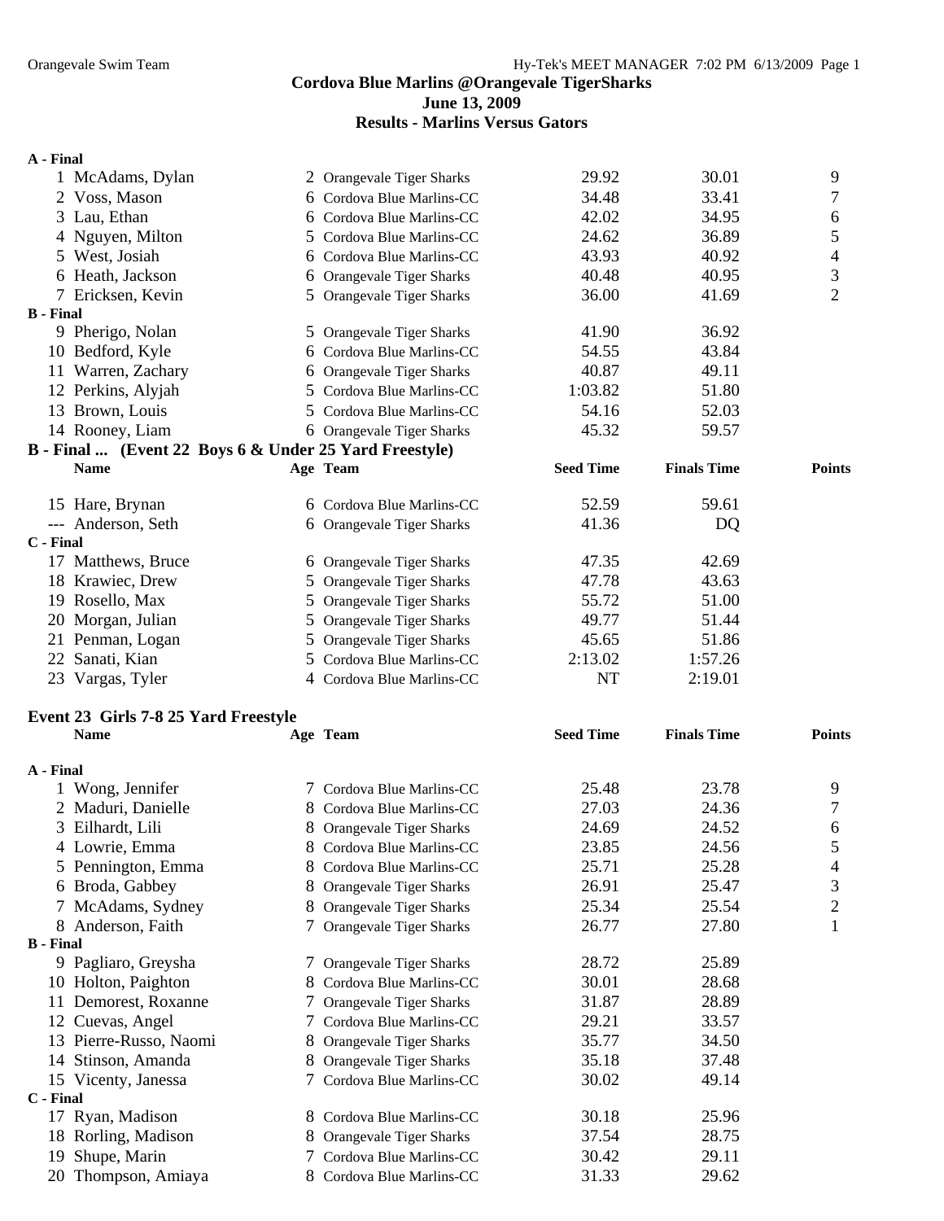## Cordova Blue Marlins @Orangevale TigerSharks

**June 13, 2009**

**Results - Marlins Versus Gators**

**A - Final**

| | Name | Age | Team | Seed Time | Finals Time | Points |
|---|---|---|---|---|---|---|
| 1 | McAdams, Dylan | 2 | Orangevale Tiger Sharks | 29.92 | 30.01 | 9 |
| 2 | Voss, Mason | 6 | Cordova Blue Marlins-CC | 34.48 | 33.41 | 7 |
| 3 | Lau, Ethan | 6 | Cordova Blue Marlins-CC | 42.02 | 34.95 | 6 |
| 4 | Nguyen, Milton | 5 | Cordova Blue Marlins-CC | 24.62 | 36.89 | 5 |
| 5 | West, Josiah | 6 | Cordova Blue Marlins-CC | 43.93 | 40.92 | 4 |
| 6 | Heath, Jackson | 6 | Orangevale Tiger Sharks | 40.48 | 40.95 | 3 |
| 7 | Ericksen, Kevin | 5 | Orangevale Tiger Sharks | 36.00 | 41.69 | 2 |

**B - Final**

| | Name | Age | Team | Seed Time | Finals Time | Points |
|---|---|---|---|---|---|---|
| 9 | Pherigo, Nolan | 5 | Orangevale Tiger Sharks | 41.90 | 36.92 | |
| 10 | Bedford, Kyle | 6 | Cordova Blue Marlins-CC | 54.55 | 43.84 | |
| 11 | Warren, Zachary | 6 | Orangevale Tiger Sharks | 40.87 | 49.11 | |
| 12 | Perkins, Alyjah | 5 | Cordova Blue Marlins-CC | 1:03.82 | 51.80 | |
| 13 | Brown, Louis | 5 | Cordova Blue Marlins-CC | 54.16 | 52.03 | |
| 14 | Rooney, Liam | 6 | Orangevale Tiger Sharks | 45.32 | 59.57 | |

**B - Final ... (Event 22 Boys 6 & Under 25 Yard Freestyle)**

| | Name | Age | Team | Seed Time | Finals Time | Points |
|---|---|---|---|---|---|---|
| 15 | Hare, Brynan | 6 | Cordova Blue Marlins-CC | 52.59 | 59.61 | |
| --- | Anderson, Seth | 6 | Orangevale Tiger Sharks | 41.36 | DQ | |

**C - Final**

| | Name | Age | Team | Seed Time | Finals Time | Points |
|---|---|---|---|---|---|---|
| 17 | Matthews, Bruce | 6 | Orangevale Tiger Sharks | 47.35 | 42.69 | |
| 18 | Krawiec, Drew | 5 | Orangevale Tiger Sharks | 47.78 | 43.63 | |
| 19 | Rosello, Max | 5 | Orangevale Tiger Sharks | 55.72 | 51.00 | |
| 20 | Morgan, Julian | 5 | Orangevale Tiger Sharks | 49.77 | 51.44 | |
| 21 | Penman, Logan | 5 | Orangevale Tiger Sharks | 45.65 | 51.86 | |
| 22 | Sanati, Kian | 5 | Cordova Blue Marlins-CC | 2:13.02 | 1:57.26 | |
| 23 | Vargas, Tyler | 4 | Cordova Blue Marlins-CC | NT | 2:19.01 | |

### Event 23 Girls 7-8 25 Yard Freestyle

**A - Final**

| | Name | Age | Team | Seed Time | Finals Time | Points |
|---|---|---|---|---|---|---|
| 1 | Wong, Jennifer | 7 | Cordova Blue Marlins-CC | 25.48 | 23.78 | 9 |
| 2 | Maduri, Danielle | 8 | Cordova Blue Marlins-CC | 27.03 | 24.36 | 7 |
| 3 | Eilhardt, Lili | 8 | Orangevale Tiger Sharks | 24.69 | 24.52 | 6 |
| 4 | Lowrie, Emma | 8 | Cordova Blue Marlins-CC | 23.85 | 24.56 | 5 |
| 5 | Pennington, Emma | 8 | Cordova Blue Marlins-CC | 25.71 | 25.28 | 4 |
| 6 | Broda, Gabbey | 8 | Orangevale Tiger Sharks | 26.91 | 25.47 | 3 |
| 7 | McAdams, Sydney | 8 | Orangevale Tiger Sharks | 25.34 | 25.54 | 2 |
| 8 | Anderson, Faith | 7 | Orangevale Tiger Sharks | 26.77 | 27.80 | 1 |

**B - Final**

| | Name | Age | Team | Seed Time | Finals Time | Points |
|---|---|---|---|---|---|---|
| 9 | Pagliaro, Greysha | 7 | Orangevale Tiger Sharks | 28.72 | 25.89 | |
| 10 | Holton, Paighton | 8 | Cordova Blue Marlins-CC | 30.01 | 28.68 | |
| 11 | Demorest, Roxanne | 7 | Orangevale Tiger Sharks | 31.87 | 28.89 | |
| 12 | Cuevas, Angel | 7 | Cordova Blue Marlins-CC | 29.21 | 33.57 | |
| 13 | Pierre-Russo, Naomi | 8 | Orangevale Tiger Sharks | 35.77 | 34.50 | |
| 14 | Stinson, Amanda | 8 | Orangevale Tiger Sharks | 35.18 | 37.48 | |
| 15 | Vicenty, Janessa | 7 | Cordova Blue Marlins-CC | 30.02 | 49.14 | |

**C - Final**

| | Name | Age | Team | Seed Time | Finals Time | Points |
|---|---|---|---|---|---|---|
| 17 | Ryan, Madison | 8 | Cordova Blue Marlins-CC | 30.18 | 25.96 | |
| 18 | Rorling, Madison | 8 | Orangevale Tiger Sharks | 37.54 | 28.75 | |
| 19 | Shupe, Marin | 7 | Cordova Blue Marlins-CC | 30.42 | 29.11 | |
| 20 | Thompson, Amiaya | 8 | Cordova Blue Marlins-CC | 31.33 | 29.62 | |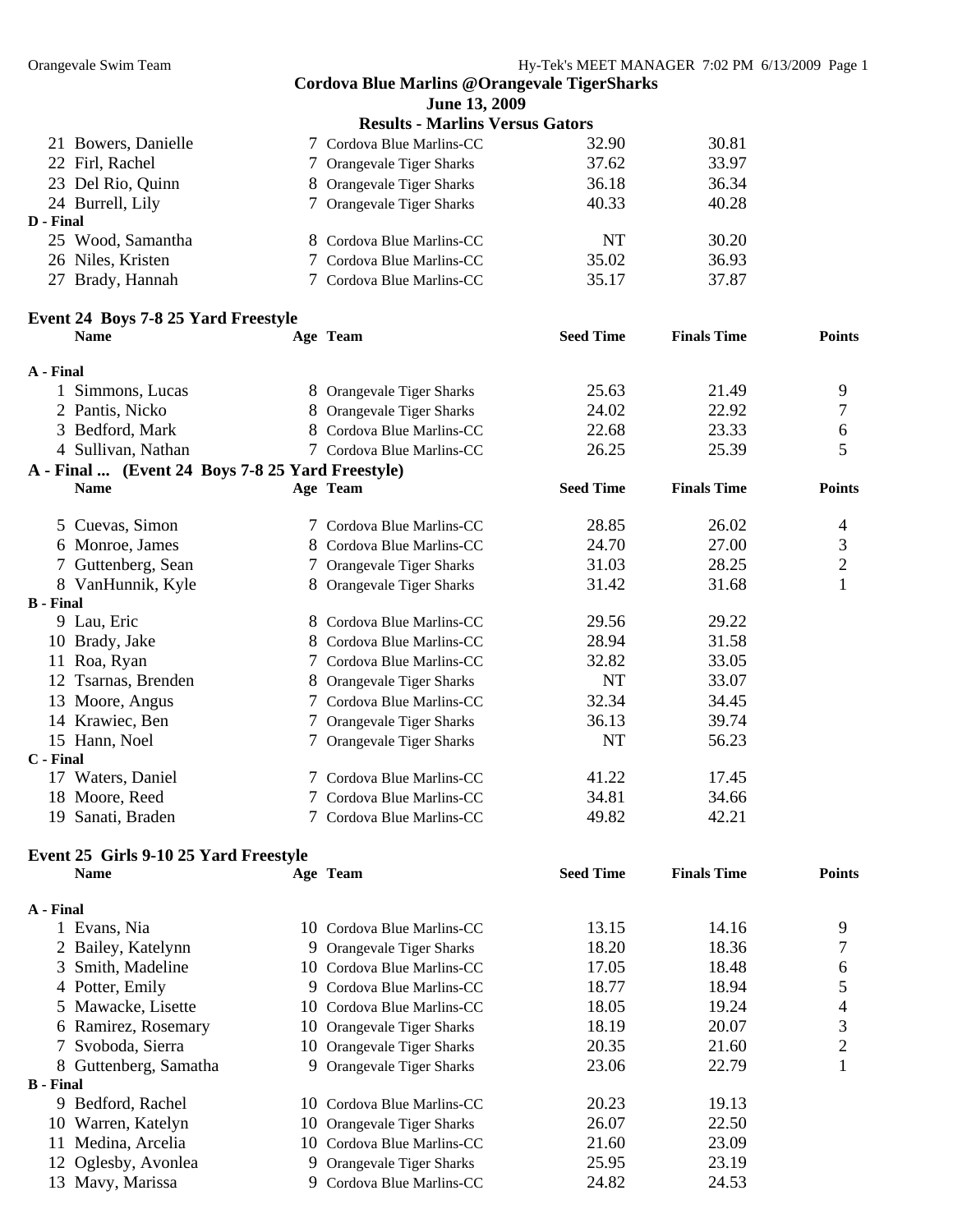**Cordova Blue Marlins @Orangevale TigerSharks**
**June 13, 2009**
**Results - Marlins Versus Gators**

| | Name | Age | Team | Seed Time | Finals Time | Points |
|---|---|---|---|---|---|---|
| 21 | Bowers, Danielle | 7 | Cordova Blue Marlins-CC | 32.90 | 30.81 | |
| 22 | Firl, Rachel | 7 | Orangevale Tiger Sharks | 37.62 | 33.97 | |
| 23 | Del Rio, Quinn | 8 | Orangevale Tiger Sharks | 36.18 | 36.34 | |
| 24 | Burrell, Lily | 7 | Orangevale Tiger Sharks | 40.33 | 40.28 | |
| **D - Final** | | | | | | |
| 25 | Wood, Samantha | 8 | Cordova Blue Marlins-CC | NT | 30.20 | |
| 26 | Niles, Kristen | 7 | Cordova Blue Marlins-CC | 35.02 | 36.93 | |
| 27 | Brady, Hannah | 7 | Cordova Blue Marlins-CC | 35.17 | 37.87 | |

### Event 24 Boys 7-8 25 Yard Freestyle

| | Name | Age | Team | Seed Time | Finals Time | Points |
|---|---|---|---|---|---|---|
| **A - Final** | | | | | | |
| 1 | Simmons, Lucas | 8 | Orangevale Tiger Sharks | 25.63 | 21.49 | 9 |
| 2 | Pantis, Nicko | 8 | Orangevale Tiger Sharks | 24.02 | 22.92 | 7 |
| 3 | Bedford, Mark | 8 | Cordova Blue Marlins-CC | 22.68 | 23.33 | 6 |
| 4 | Sullivan, Nathan | 7 | Cordova Blue Marlins-CC | 26.25 | 25.39 | 5 |
| **A - Final ... (Event 24 Boys 7-8 25 Yard Freestyle)** | | | | | | |
| 5 | Cuevas, Simon | 7 | Cordova Blue Marlins-CC | 28.85 | 26.02 | 4 |
| 6 | Monroe, James | 8 | Cordova Blue Marlins-CC | 24.70 | 27.00 | 3 |
| 7 | Guttenberg, Sean | 7 | Orangevale Tiger Sharks | 31.03 | 28.25 | 2 |
| 8 | VanHunnik, Kyle | 8 | Orangevale Tiger Sharks | 31.42 | 31.68 | 1 |
| **B - Final** | | | | | | |
| 9 | Lau, Eric | 8 | Cordova Blue Marlins-CC | 29.56 | 29.22 | |
| 10 | Brady, Jake | 8 | Cordova Blue Marlins-CC | 28.94 | 31.58 | |
| 11 | Roa, Ryan | 7 | Cordova Blue Marlins-CC | 32.82 | 33.05 | |
| 12 | Tsarnas, Brenden | 8 | Orangevale Tiger Sharks | NT | 33.07 | |
| 13 | Moore, Angus | 7 | Cordova Blue Marlins-CC | 32.34 | 34.45 | |
| 14 | Krawiec, Ben | 7 | Orangevale Tiger Sharks | 36.13 | 39.74 | |
| 15 | Hann, Noel | 7 | Orangevale Tiger Sharks | NT | 56.23 | |
| **C - Final** | | | | | | |
| 17 | Waters, Daniel | 7 | Cordova Blue Marlins-CC | 41.22 | 17.45 | |
| 18 | Moore, Reed | 7 | Cordova Blue Marlins-CC | 34.81 | 34.66 | |
| 19 | Sanati, Braden | 7 | Cordova Blue Marlins-CC | 49.82 | 42.21 | |

### Event 25 Girls 9-10 25 Yard Freestyle

| | Name | Age | Team | Seed Time | Finals Time | Points |
|---|---|---|---|---|---|---|
| **A - Final** | | | | | | |
| 1 | Evans, Nia | 10 | Cordova Blue Marlins-CC | 13.15 | 14.16 | 9 |
| 2 | Bailey, Katelynn | 9 | Orangevale Tiger Sharks | 18.20 | 18.36 | 7 |
| 3 | Smith, Madeline | 10 | Cordova Blue Marlins-CC | 17.05 | 18.48 | 6 |
| 4 | Potter, Emily | 9 | Cordova Blue Marlins-CC | 18.77 | 18.94 | 5 |
| 5 | Mawacke, Lisette | 10 | Cordova Blue Marlins-CC | 18.05 | 19.24 | 4 |
| 6 | Ramirez, Rosemary | 10 | Orangevale Tiger Sharks | 18.19 | 20.07 | 3 |
| 7 | Svoboda, Sierra | 10 | Orangevale Tiger Sharks | 20.35 | 21.60 | 2 |
| 8 | Guttenberg, Samatha | 9 | Orangevale Tiger Sharks | 23.06 | 22.79 | 1 |
| **B - Final** | | | | | | |
| 9 | Bedford, Rachel | 10 | Cordova Blue Marlins-CC | 20.23 | 19.13 | |
| 10 | Warren, Katelyn | 10 | Orangevale Tiger Sharks | 26.07 | 22.50 | |
| 11 | Medina, Arcelia | 10 | Cordova Blue Marlins-CC | 21.60 | 23.09 | |
| 12 | Oglesby, Avonlea | 9 | Orangevale Tiger Sharks | 25.95 | 23.19 | |
| 13 | Mavy, Marissa | 9 | Cordova Blue Marlins-CC | 24.82 | 24.53 | |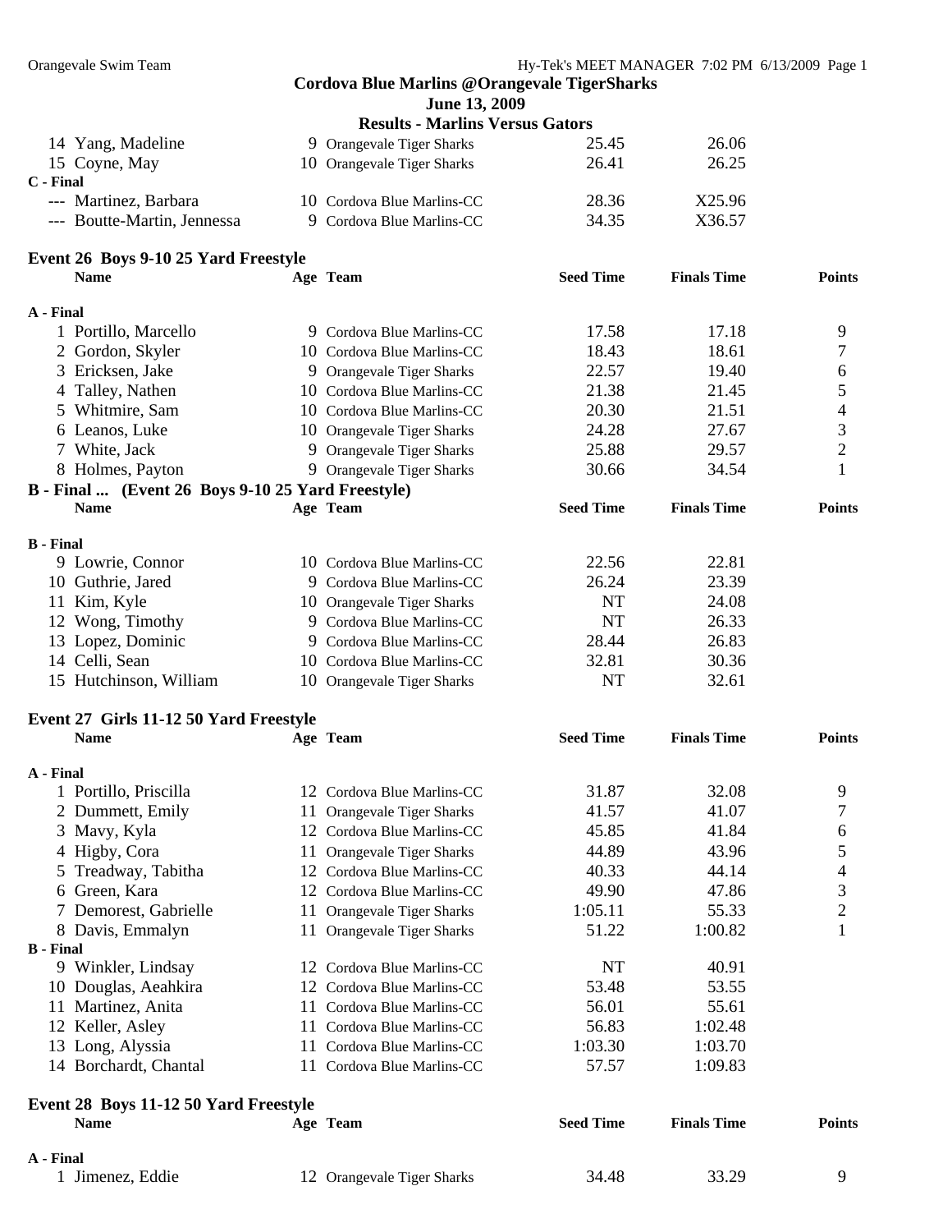**Cordova Blue Marlins @Orangevale TigerSharks**

**June 13, 2009**

**Results - Marlins Versus Gators**

| | Name | Age | Team | Seed Time | Finals Time | Points |
|---|---|---|---|---|---|---|
| 14 | Yang, Madeline | 9 | Orangevale Tiger Sharks | 25.45 | 26.06 | |
| 15 | Coyne, May | 10 | Orangevale Tiger Sharks | 26.41 | 26.25 | |
| **C - Final** | | | | | | |
| --- | Martinez, Barbara | 10 | Cordova Blue Marlins-CC | 28.36 | X25.96 | |
| --- | Boutte-Martin, Jennessa | 9 | Cordova Blue Marlins-CC | 34.35 | X36.57 | |

### Event 26 Boys 9-10 25 Yard Freestyle

| | Name | Age | Team | Seed Time | Finals Time | Points |
|---|---|---|---|---|---|---|
| **A - Final** | | | | | | |
| 1 | Portillo, Marcello | 9 | Cordova Blue Marlins-CC | 17.58 | 17.18 | 9 |
| 2 | Gordon, Skyler | 10 | Cordova Blue Marlins-CC | 18.43 | 18.61 | 7 |
| 3 | Ericksen, Jake | 9 | Orangevale Tiger Sharks | 22.57 | 19.40 | 6 |
| 4 | Talley, Nathen | 10 | Cordova Blue Marlins-CC | 21.38 | 21.45 | 5 |
| 5 | Whitmire, Sam | 10 | Cordova Blue Marlins-CC | 20.30 | 21.51 | 4 |
| 6 | Leanos, Luke | 10 | Orangevale Tiger Sharks | 24.28 | 27.67 | 3 |
| 7 | White, Jack | 9 | Orangevale Tiger Sharks | 25.88 | 29.57 | 2 |
| 8 | Holmes, Payton | 9 | Orangevale Tiger Sharks | 30.66 | 34.54 | 1 |

**B - Final ... (Event 26 Boys 9-10 25 Yard Freestyle)**

| | Name | Age | Team | Seed Time | Finals Time | Points |
|---|---|---|---|---|---|---|
| **B - Final** | | | | | | |
| 9 | Lowrie, Connor | 10 | Cordova Blue Marlins-CC | 22.56 | 22.81 | |
| 10 | Guthrie, Jared | 9 | Cordova Blue Marlins-CC | 26.24 | 23.39 | |
| 11 | Kim, Kyle | 10 | Orangevale Tiger Sharks | NT | 24.08 | |
| 12 | Wong, Timothy | 9 | Cordova Blue Marlins-CC | NT | 26.33 | |
| 13 | Lopez, Dominic | 9 | Cordova Blue Marlins-CC | 28.44 | 26.83 | |
| 14 | Celli, Sean | 10 | Cordova Blue Marlins-CC | 32.81 | 30.36 | |
| 15 | Hutchinson, William | 10 | Orangevale Tiger Sharks | NT | 32.61 | |

### Event 27 Girls 11-12 50 Yard Freestyle

| | Name | Age | Team | Seed Time | Finals Time | Points |
|---|---|---|---|---|---|---|
| **A - Final** | | | | | | |
| 1 | Portillo, Priscilla | 12 | Cordova Blue Marlins-CC | 31.87 | 32.08 | 9 |
| 2 | Dummett, Emily | 11 | Orangevale Tiger Sharks | 41.57 | 41.07 | 7 |
| 3 | Mavy, Kyla | 12 | Cordova Blue Marlins-CC | 45.85 | 41.84 | 6 |
| 4 | Higby, Cora | 11 | Orangevale Tiger Sharks | 44.89 | 43.96 | 5 |
| 5 | Treadway, Tabitha | 12 | Cordova Blue Marlins-CC | 40.33 | 44.14 | 4 |
| 6 | Green, Kara | 12 | Cordova Blue Marlins-CC | 49.90 | 47.86 | 3 |
| 7 | Demorest, Gabrielle | 11 | Orangevale Tiger Sharks | 1:05.11 | 55.33 | 2 |
| 8 | Davis, Emmalyn | 11 | Orangevale Tiger Sharks | 51.22 | 1:00.82 | 1 |
| **B - Final** | | | | | | |
| 9 | Winkler, Lindsay | 12 | Cordova Blue Marlins-CC | NT | 40.91 | |
| 10 | Douglas, Aeahkira | 12 | Cordova Blue Marlins-CC | 53.48 | 53.55 | |
| 11 | Martinez, Anita | 11 | Cordova Blue Marlins-CC | 56.01 | 55.61 | |
| 12 | Keller, Asley | 11 | Cordova Blue Marlins-CC | 56.83 | 1:02.48 | |
| 13 | Long, Alyssia | 11 | Cordova Blue Marlins-CC | 1:03.30 | 1:03.70 | |
| 14 | Borchardt, Chantal | 11 | Cordova Blue Marlins-CC | 57.57 | 1:09.83 | |

### Event 28 Boys 11-12 50 Yard Freestyle

| | Name | Age | Team | Seed Time | Finals Time | Points |
|---|---|---|---|---|---|---|
| **A - Final** | | | | | | |
| 1 | Jimenez, Eddie | 12 | Orangevale Tiger Sharks | 34.48 | 33.29 | 9 |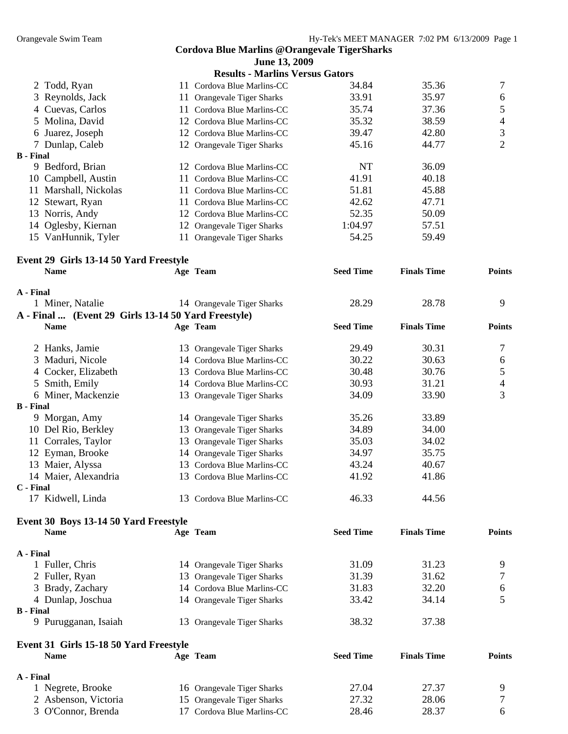**Cordova Blue Marlins @Orangevale TigerSharks**

**June 13, 2009**

**Results - Marlins Versus Gators**

| | Name | Age | Team | Seed Time | Finals Time | Points |
|---|---|---|---|---|---|---|
| 2 | Todd, Ryan | 11 | Cordova Blue Marlins-CC | 34.84 | 35.36 | 7 |
| 3 | Reynolds, Jack | 11 | Orangevale Tiger Sharks | 33.91 | 35.97 | 6 |
| 4 | Cuevas, Carlos | 11 | Cordova Blue Marlins-CC | 35.74 | 37.36 | 5 |
| 5 | Molina, David | 12 | Cordova Blue Marlins-CC | 35.32 | 38.59 | 4 |
| 6 | Juarez, Joseph | 12 | Cordova Blue Marlins-CC | 39.47 | 42.80 | 3 |
| 7 | Dunlap, Caleb | 12 | Orangevale Tiger Sharks | 45.16 | 44.77 | 2 |
| **B - Final** | | | | | | |
| 9 | Bedford, Brian | 12 | Cordova Blue Marlins-CC | NT | 36.09 | |
| 10 | Campbell, Austin | 11 | Cordova Blue Marlins-CC | 41.91 | 40.18 | |
| 11 | Marshall, Nickolas | 11 | Cordova Blue Marlins-CC | 51.81 | 45.88 | |
| 12 | Stewart, Ryan | 11 | Cordova Blue Marlins-CC | 42.62 | 47.71 | |
| 13 | Norris, Andy | 12 | Cordova Blue Marlins-CC | 52.35 | 50.09 | |
| 14 | Oglesby, Kiernan | 12 | Orangevale Tiger Sharks | 1:04.97 | 57.51 | |
| 15 | VanHunnik, Tyler | 11 | Orangevale Tiger Sharks | 54.25 | 59.49 | |

## Event 29 Girls 13-14 50 Yard Freestyle

| | Name | Age | Team | Seed Time | Finals Time | Points |
|---|---|---|---|---|---|---|
| **A - Final** | | | | | | |
| 1 | Miner, Natalie | 14 | Orangevale Tiger Sharks | 28.29 | 28.78 | 9 |
| 2 | Hanks, Jamie | 13 | Orangevale Tiger Sharks | 29.49 | 30.31 | 7 |
| 3 | Maduri, Nicole | 14 | Cordova Blue Marlins-CC | 30.22 | 30.63 | 6 |
| 4 | Cocker, Elizabeth | 13 | Cordova Blue Marlins-CC | 30.48 | 30.76 | 5 |
| 5 | Smith, Emily | 14 | Cordova Blue Marlins-CC | 30.93 | 31.21 | 4 |
| 6 | Miner, Mackenzie | 13 | Orangevale Tiger Sharks | 34.09 | 33.90 | 3 |
| **B - Final** | | | | | | |
| 9 | Morgan, Amy | 14 | Orangevale Tiger Sharks | 35.26 | 33.89 | |
| 10 | Del Rio, Berkley | 13 | Orangevale Tiger Sharks | 34.89 | 34.00 | |
| 11 | Corrales, Taylor | 13 | Orangevale Tiger Sharks | 35.03 | 34.02 | |
| 12 | Eyman, Brooke | 14 | Orangevale Tiger Sharks | 34.97 | 35.75 | |
| 13 | Maier, Alyssa | 13 | Cordova Blue Marlins-CC | 43.24 | 40.67 | |
| 14 | Maier, Alexandria | 13 | Cordova Blue Marlins-CC | 41.92 | 41.86 | |
| **C - Final** | | | | | | |
| 17 | Kidwell, Linda | 13 | Cordova Blue Marlins-CC | 46.33 | 44.56 | |

## Event 30 Boys 13-14 50 Yard Freestyle

| | Name | Age | Team | Seed Time | Finals Time | Points |
|---|---|---|---|---|---|---|
| **A - Final** | | | | | | |
| 1 | Fuller, Chris | 14 | Orangevale Tiger Sharks | 31.09 | 31.23 | 9 |
| 2 | Fuller, Ryan | 13 | Orangevale Tiger Sharks | 31.39 | 31.62 | 7 |
| 3 | Brady, Zachary | 14 | Cordova Blue Marlins-CC | 31.83 | 32.20 | 6 |
| 4 | Dunlap, Joschua | 14 | Orangevale Tiger Sharks | 33.42 | 34.14 | 5 |
| **B - Final** | | | | | | |
| 9 | Purugganan, Isaiah | 13 | Orangevale Tiger Sharks | 38.32 | 37.38 | |

## Event 31 Girls 15-18 50 Yard Freestyle

| | Name | Age | Team | Seed Time | Finals Time | Points |
|---|---|---|---|---|---|---|
| **A - Final** | | | | | | |
| 1 | Negrete, Brooke | 16 | Orangevale Tiger Sharks | 27.04 | 27.37 | 9 |
| 2 | Asbenson, Victoria | 15 | Orangevale Tiger Sharks | 27.32 | 28.06 | 7 |
| 3 | O'Connor, Brenda | 17 | Cordova Blue Marlins-CC | 28.46 | 28.37 | 6 |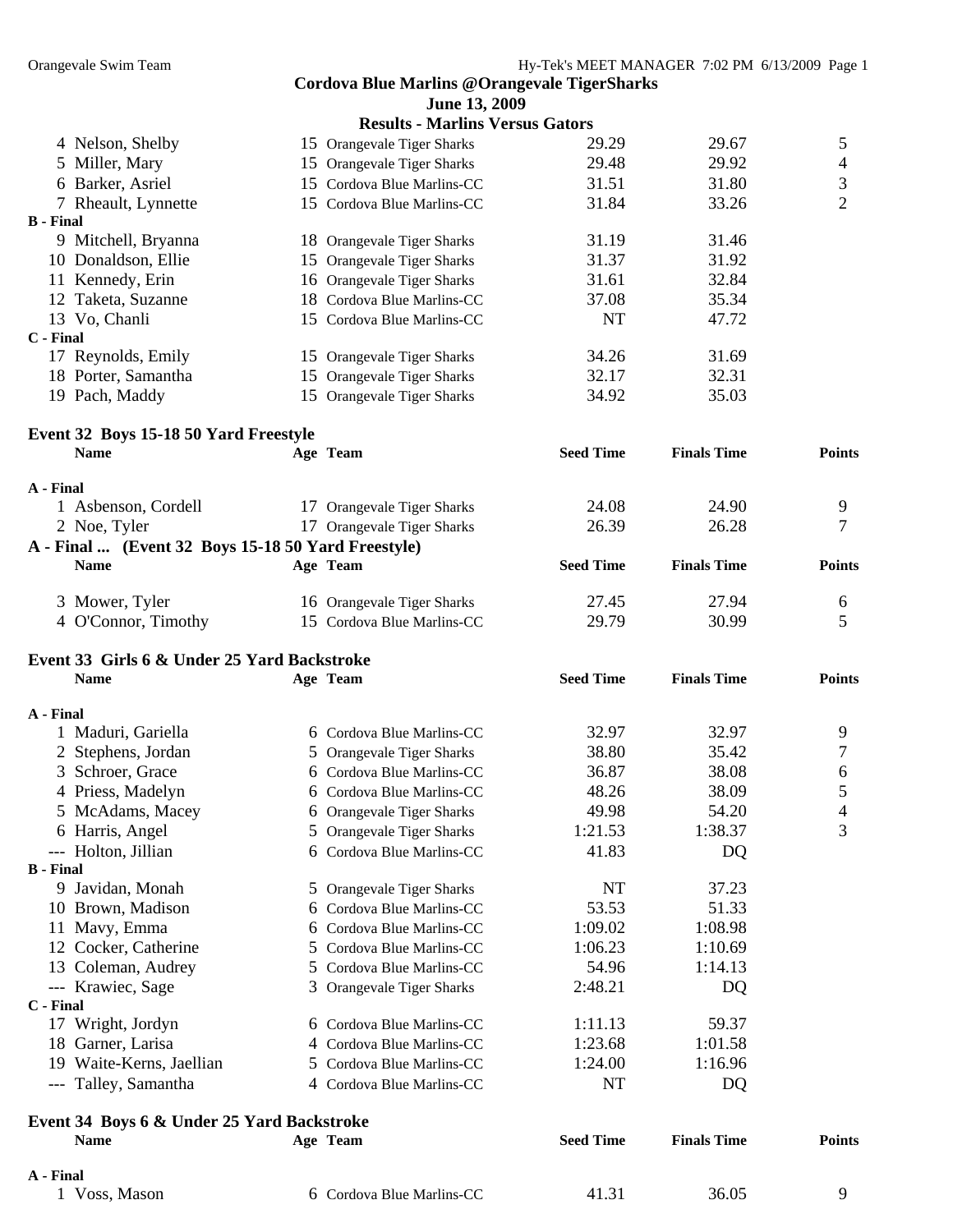**Cordova Blue Marlins @Orangevale TigerSharks**
**June 13, 2009**
**Results - Marlins Versus Gators**

| Name | Age | Team | Seed Time | Finals Time | Points |
|---|---|---|---|---|---|
| 4 Nelson, Shelby | 15 | Orangevale Tiger Sharks | 29.29 | 29.67 | 5 |
| 5 Miller, Mary | 15 | Orangevale Tiger Sharks | 29.48 | 29.92 | 4 |
| 6 Barker, Asriel | 15 | Cordova Blue Marlins-CC | 31.51 | 31.80 | 3 |
| 7 Rheault, Lynnette | 15 | Cordova Blue Marlins-CC | 31.84 | 33.26 | 2 |
| **B - Final** | | | | | |
| 9 Mitchell, Bryanna | 18 | Orangevale Tiger Sharks | 31.19 | 31.46 | |
| 10 Donaldson, Ellie | 15 | Orangevale Tiger Sharks | 31.37 | 31.92 | |
| 11 Kennedy, Erin | 16 | Orangevale Tiger Sharks | 31.61 | 32.84 | |
| 12 Taketa, Suzanne | 18 | Cordova Blue Marlins-CC | 37.08 | 35.34 | |
| 13 Vo, Chanli | 15 | Cordova Blue Marlins-CC | NT | 47.72 | |
| **C - Final** | | | | | |
| 17 Reynolds, Emily | 15 | Orangevale Tiger Sharks | 34.26 | 31.69 | |
| 18 Porter, Samantha | 15 | Orangevale Tiger Sharks | 32.17 | 32.31 | |
| 19 Pach, Maddy | 15 | Orangevale Tiger Sharks | 34.92 | 35.03 | |

### Event 32 Boys 15-18 50 Yard Freestyle

| Name | Age | Team | Seed Time | Finals Time | Points |
|---|---|---|---|---|---|
| **A - Final** | | | | | |
| 1 Asbenson, Cordell | 17 | Orangevale Tiger Sharks | 24.08 | 24.90 | 9 |
| 2 Noe, Tyler | 17 | Orangevale Tiger Sharks | 26.39 | 26.28 | 7 |
| 3 Mower, Tyler | 16 | Orangevale Tiger Sharks | 27.45 | 27.94 | 6 |
| 4 O'Connor, Timothy | 15 | Cordova Blue Marlins-CC | 29.79 | 30.99 | 5 |

### Event 33 Girls 6 & Under 25 Yard Backstroke

| Name | Age | Team | Seed Time | Finals Time | Points |
|---|---|---|---|---|---|
| **A - Final** | | | | | |
| 1 Maduri, Gariella | 6 | Cordova Blue Marlins-CC | 32.97 | 32.97 | 9 |
| 2 Stephens, Jordan | 5 | Orangevale Tiger Sharks | 38.80 | 35.42 | 7 |
| 3 Schroer, Grace | 6 | Cordova Blue Marlins-CC | 36.87 | 38.08 | 6 |
| 4 Priess, Madelyn | 6 | Cordova Blue Marlins-CC | 48.26 | 38.09 | 5 |
| 5 McAdams, Macey | 6 | Orangevale Tiger Sharks | 49.98 | 54.20 | 4 |
| 6 Harris, Angel | 5 | Orangevale Tiger Sharks | 1:21.53 | 1:38.37 | 3 |
| --- Holton, Jillian | 6 | Cordova Blue Marlins-CC | 41.83 | DQ | |
| **B - Final** | | | | | |
| 9 Javidan, Monah | 5 | Orangevale Tiger Sharks | NT | 37.23 | |
| 10 Brown, Madison | 6 | Cordova Blue Marlins-CC | 53.53 | 51.33 | |
| 11 Mavy, Emma | 6 | Cordova Blue Marlins-CC | 1:09.02 | 1:08.98 | |
| 12 Cocker, Catherine | 5 | Cordova Blue Marlins-CC | 1:06.23 | 1:10.69 | |
| 13 Coleman, Audrey | 5 | Cordova Blue Marlins-CC | 54.96 | 1:14.13 | |
| --- Krawiec, Sage | 3 | Orangevale Tiger Sharks | 2:48.21 | DQ | |
| **C - Final** | | | | | |
| 17 Wright, Jordyn | 6 | Cordova Blue Marlins-CC | 1:11.13 | 59.37 | |
| 18 Garner, Larisa | 4 | Cordova Blue Marlins-CC | 1:23.68 | 1:01.58 | |
| 19 Waite-Kerns, Jaellian | 5 | Cordova Blue Marlins-CC | 1:24.00 | 1:16.96 | |
| --- Talley, Samantha | 4 | Cordova Blue Marlins-CC | NT | DQ | |

### Event 34 Boys 6 & Under 25 Yard Backstroke

| Name | Age | Team | Seed Time | Finals Time | Points |
|---|---|---|---|---|---|
| **A - Final** | | | | | |
| 1 Voss, Mason | 6 | Cordova Blue Marlins-CC | 41.31 | 36.05 | 9 |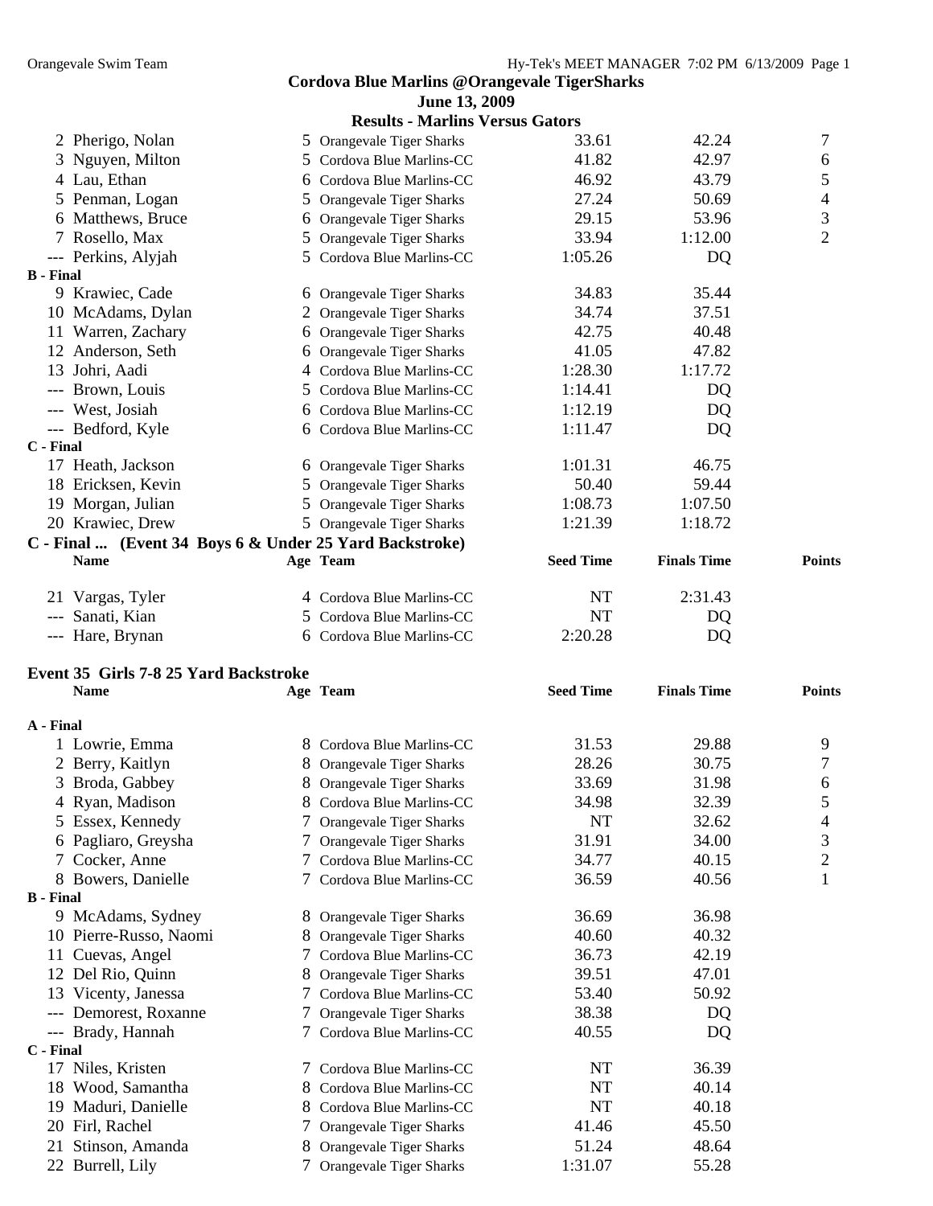**Cordova Blue Marlins @Orangevale TigerSharks**
**June 13, 2009**
**Results - Marlins Versus Gators**

| | Name | Age | Team | Seed Time | Finals Time | Points |
|---|---|---|---|---|---|---|
| 2 | Pherigo, Nolan | 5 | Orangevale Tiger Sharks | 33.61 | 42.24 | 7 |
| 3 | Nguyen, Milton | 5 | Cordova Blue Marlins-CC | 41.82 | 42.97 | 6 |
| 4 | Lau, Ethan | 6 | Cordova Blue Marlins-CC | 46.92 | 43.79 | 5 |
| 5 | Penman, Logan | 5 | Orangevale Tiger Sharks | 27.24 | 50.69 | 4 |
| 6 | Matthews, Bruce | 6 | Orangevale Tiger Sharks | 29.15 | 53.96 | 3 |
| 7 | Rosello, Max | 5 | Orangevale Tiger Sharks | 33.94 | 1:12.00 | 2 |
| --- | Perkins, Alyjah | 5 | Cordova Blue Marlins-CC | 1:05.26 | DQ | |
| **B - Final** | | | | | | |
| 9 | Krawiec, Cade | 6 | Orangevale Tiger Sharks | 34.83 | 35.44 | |
| 10 | McAdams, Dylan | 2 | Orangevale Tiger Sharks | 34.74 | 37.51 | |
| 11 | Warren, Zachary | 6 | Orangevale Tiger Sharks | 42.75 | 40.48 | |
| 12 | Anderson, Seth | 6 | Orangevale Tiger Sharks | 41.05 | 47.82 | |
| 13 | Johri, Aadi | 4 | Cordova Blue Marlins-CC | 1:28.30 | 1:17.72 | |
| --- | Brown, Louis | 5 | Cordova Blue Marlins-CC | 1:14.41 | DQ | |
| --- | West, Josiah | 6 | Cordova Blue Marlins-CC | 1:12.19 | DQ | |
| --- | Bedford, Kyle | 6 | Cordova Blue Marlins-CC | 1:11.47 | DQ | |
| **C - Final** | | | | | | |
| 17 | Heath, Jackson | 6 | Orangevale Tiger Sharks | 1:01.31 | 46.75 | |
| 18 | Ericksen, Kevin | 5 | Orangevale Tiger Sharks | 50.40 | 59.44 | |
| 19 | Morgan, Julian | 5 | Orangevale Tiger Sharks | 1:08.73 | 1:07.50 | |
| 20 | Krawiec, Drew | 5 | Orangevale Tiger Sharks | 1:21.39 | 1:18.72 | |

**C - Final ... (Event 34 Boys 6 & Under 25 Yard Backstroke)**

| | Name | Age | Team | Seed Time | Finals Time | Points |
|---|---|---|---|---|---|---|
| 21 | Vargas, Tyler | 4 | Cordova Blue Marlins-CC | NT | 2:31.43 | |
| --- | Sanati, Kian | 5 | Cordova Blue Marlins-CC | NT | DQ | |
| --- | Hare, Brynan | 6 | Cordova Blue Marlins-CC | 2:20.28 | DQ | |

**Event 35 Girls 7-8 25 Yard Backstroke**

| | Name | Age | Team | Seed Time | Finals Time | Points |
|---|---|---|---|---|---|---|
| **A - Final** | | | | | | |
| 1 | Lowrie, Emma | 8 | Cordova Blue Marlins-CC | 31.53 | 29.88 | 9 |
| 2 | Berry, Kaitlyn | 8 | Orangevale Tiger Sharks | 28.26 | 30.75 | 7 |
| 3 | Broda, Gabbey | 8 | Orangevale Tiger Sharks | 33.69 | 31.98 | 6 |
| 4 | Ryan, Madison | 8 | Cordova Blue Marlins-CC | 34.98 | 32.39 | 5 |
| 5 | Essex, Kennedy | 7 | Orangevale Tiger Sharks | NT | 32.62 | 4 |
| 6 | Pagliaro, Greysha | 7 | Orangevale Tiger Sharks | 31.91 | 34.00 | 3 |
| 7 | Cocker, Anne | 7 | Cordova Blue Marlins-CC | 34.77 | 40.15 | 2 |
| 8 | Bowers, Danielle | 7 | Cordova Blue Marlins-CC | 36.59 | 40.56 | 1 |
| **B - Final** | | | | | | |
| 9 | McAdams, Sydney | 8 | Orangevale Tiger Sharks | 36.69 | 36.98 | |
| 10 | Pierre-Russo, Naomi | 8 | Orangevale Tiger Sharks | 40.60 | 40.32 | |
| 11 | Cuevas, Angel | 7 | Cordova Blue Marlins-CC | 36.73 | 42.19 | |
| 12 | Del Rio, Quinn | 8 | Orangevale Tiger Sharks | 39.51 | 47.01 | |
| 13 | Vicenty, Janessa | 7 | Cordova Blue Marlins-CC | 53.40 | 50.92 | |
| --- | Demorest, Roxanne | 7 | Orangevale Tiger Sharks | 38.38 | DQ | |
| --- | Brady, Hannah | 7 | Cordova Blue Marlins-CC | 40.55 | DQ | |
| **C - Final** | | | | | | |
| 17 | Niles, Kristen | 7 | Cordova Blue Marlins-CC | NT | 36.39 | |
| 18 | Wood, Samantha | 8 | Cordova Blue Marlins-CC | NT | 40.14 | |
| 19 | Maduri, Danielle | 8 | Cordova Blue Marlins-CC | NT | 40.18 | |
| 20 | Firl, Rachel | 7 | Orangevale Tiger Sharks | 41.46 | 45.50 | |
| 21 | Stinson, Amanda | 8 | Orangevale Tiger Sharks | 51.24 | 48.64 | |
| 22 | Burrell, Lily | 7 | Orangevale Tiger Sharks | 1:31.07 | 55.28 | |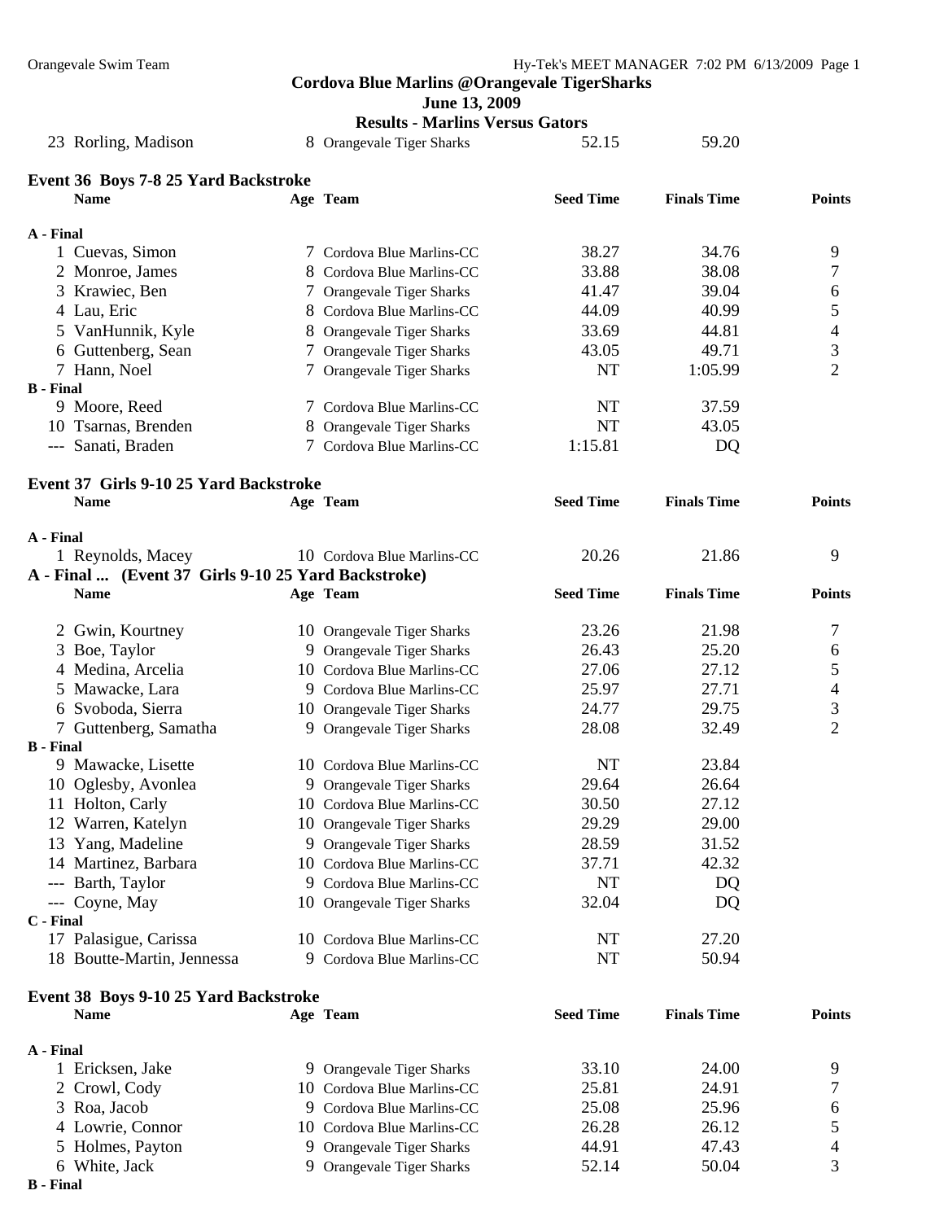## Cordova Blue Marlins @Orangevale TigerSharks

**June 13, 2009**

**Results - Marlins Versus Gators**

| | Name | Age | Team | Seed Time | Finals Time | Points |
|---|---|---|---|---|---|---|
| 23 | Rorling, Madison | 8 | Orangevale Tiger Sharks | 52.15 | 59.20 | |

### Event 36 Boys 7-8 25 Yard Backstroke

| | Name | Age | Team | Seed Time | Finals Time | Points |
|---|---|---|---|---|---|---|
| **A - Final** | | | | | | |
| 1 | Cuevas, Simon | 7 | Cordova Blue Marlins-CC | 38.27 | 34.76 | 9 |
| 2 | Monroe, James | 8 | Cordova Blue Marlins-CC | 33.88 | 38.08 | 7 |
| 3 | Krawiec, Ben | 7 | Orangevale Tiger Sharks | 41.47 | 39.04 | 6 |
| 4 | Lau, Eric | 8 | Cordova Blue Marlins-CC | 44.09 | 40.99 | 5 |
| 5 | VanHunnik, Kyle | 8 | Orangevale Tiger Sharks | 33.69 | 44.81 | 4 |
| 6 | Guttenberg, Sean | 7 | Orangevale Tiger Sharks | 43.05 | 49.71 | 3 |
| 7 | Hann, Noel | 7 | Orangevale Tiger Sharks | NT | 1:05.99 | 2 |
| **B - Final** | | | | | | |
| 9 | Moore, Reed | 7 | Cordova Blue Marlins-CC | NT | 37.59 | |
| 10 | Tsarnas, Brenden | 8 | Orangevale Tiger Sharks | NT | 43.05 | |
| --- | Sanati, Braden | 7 | Cordova Blue Marlins-CC | 1:15.81 | DQ | |

### Event 37 Girls 9-10 25 Yard Backstroke

| | Name | Age | Team | Seed Time | Finals Time | Points |
|---|---|---|---|---|---|---|
| **A - Final** | | | | | | |
| 1 | Reynolds, Macey | 10 | Cordova Blue Marlins-CC | 20.26 | 21.86 | 9 |
| 2 | Gwin, Kourtney | 10 | Orangevale Tiger Sharks | 23.26 | 21.98 | 7 |
| 3 | Boe, Taylor | 9 | Orangevale Tiger Sharks | 26.43 | 25.20 | 6 |
| 4 | Medina, Arcelia | 10 | Cordova Blue Marlins-CC | 27.06 | 27.12 | 5 |
| 5 | Mawacke, Lara | 9 | Cordova Blue Marlins-CC | 25.97 | 27.71 | 4 |
| 6 | Svoboda, Sierra | 10 | Orangevale Tiger Sharks | 24.77 | 29.75 | 3 |
| 7 | Guttenberg, Samatha | 9 | Orangevale Tiger Sharks | 28.08 | 32.49 | 2 |
| **B - Final** | | | | | | |
| 9 | Mawacke, Lisette | 10 | Cordova Blue Marlins-CC | NT | 23.84 | |
| 10 | Oglesby, Avonlea | 9 | Orangevale Tiger Sharks | 29.64 | 26.64 | |
| 11 | Holton, Carly | 10 | Cordova Blue Marlins-CC | 30.50 | 27.12 | |
| 12 | Warren, Katelyn | 10 | Orangevale Tiger Sharks | 29.29 | 29.00 | |
| 13 | Yang, Madeline | 9 | Orangevale Tiger Sharks | 28.59 | 31.52 | |
| 14 | Martinez, Barbara | 10 | Cordova Blue Marlins-CC | 37.71 | 42.32 | |
| --- | Barth, Taylor | 9 | Cordova Blue Marlins-CC | NT | DQ | |
| --- | Coyne, May | 10 | Orangevale Tiger Sharks | 32.04 | DQ | |
| **C - Final** | | | | | | |
| 17 | Palasigue, Carissa | 10 | Cordova Blue Marlins-CC | NT | 27.20 | |
| 18 | Boutte-Martin, Jennessa | 9 | Cordova Blue Marlins-CC | NT | 50.94 | |

### Event 38 Boys 9-10 25 Yard Backstroke

| | Name | Age | Team | Seed Time | Finals Time | Points |
|---|---|---|---|---|---|---|
| **A - Final** | | | | | | |
| 1 | Ericksen, Jake | 9 | Orangevale Tiger Sharks | 33.10 | 24.00 | 9 |
| 2 | Crowl, Cody | 10 | Cordova Blue Marlins-CC | 25.81 | 24.91 | 7 |
| 3 | Roa, Jacob | 9 | Cordova Blue Marlins-CC | 25.08 | 25.96 | 6 |
| 4 | Lowrie, Connor | 10 | Cordova Blue Marlins-CC | 26.28 | 26.12 | 5 |
| 5 | Holmes, Payton | 9 | Orangevale Tiger Sharks | 44.91 | 47.43 | 4 |
| 6 | White, Jack | 9 | Orangevale Tiger Sharks | 52.14 | 50.04 | 3 |
| **B - Final** | | | | | | |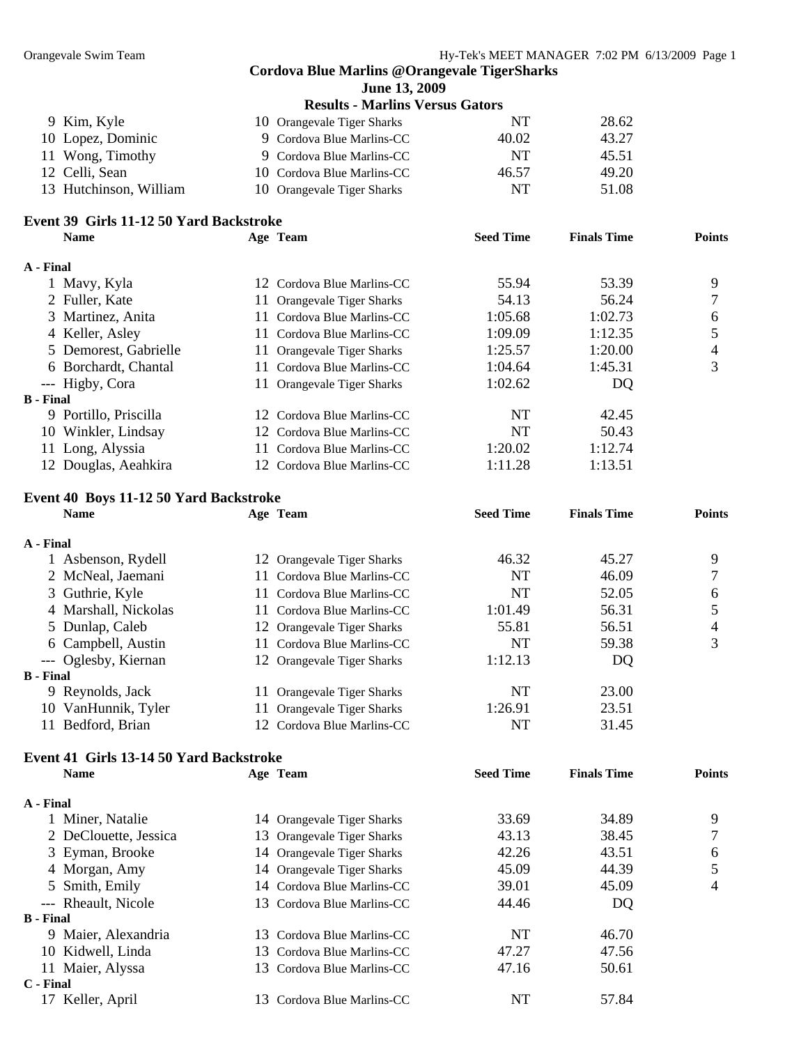## Cordova Blue Marlins @Orangevale TigerSharks

### June 13, 2009

### Results - Marlins Versus Gators

| | Name | Age | Team | Seed Time | Finals Time | Points |
|---|---|---|---|---|---|---|
| 9 | Kim, Kyle | 10 | Orangevale Tiger Sharks | NT | 28.62 | |
| 10 | Lopez, Dominic | 9 | Cordova Blue Marlins-CC | 40.02 | 43.27 | |
| 11 | Wong, Timothy | 9 | Cordova Blue Marlins-CC | NT | 45.51 | |
| 12 | Celli, Sean | 10 | Cordova Blue Marlins-CC | 46.57 | 49.20 | |
| 13 | Hutchinson, William | 10 | Orangevale Tiger Sharks | NT | 51.08 | |

### Event 39 Girls 11-12 50 Yard Backstroke

| | Name | Age | Team | Seed Time | Finals Time | Points |
|---|---|---|---|---|---|---|
| **A - Final** | | | | | | |
| 1 | Mavy, Kyla | 12 | Cordova Blue Marlins-CC | 55.94 | 53.39 | 9 |
| 2 | Fuller, Kate | 11 | Orangevale Tiger Sharks | 54.13 | 56.24 | 7 |
| 3 | Martinez, Anita | 11 | Cordova Blue Marlins-CC | 1:05.68 | 1:02.73 | 6 |
| 4 | Keller, Asley | 11 | Cordova Blue Marlins-CC | 1:09.09 | 1:12.35 | 5 |
| 5 | Demorest, Gabrielle | 11 | Orangevale Tiger Sharks | 1:25.57 | 1:20.00 | 4 |
| 6 | Borchardt, Chantal | 11 | Cordova Blue Marlins-CC | 1:04.64 | 1:45.31 | 3 |
| --- | Higby, Cora | 11 | Orangevale Tiger Sharks | 1:02.62 | DQ | |
| **B - Final** | | | | | | |
| 9 | Portillo, Priscilla | 12 | Cordova Blue Marlins-CC | NT | 42.45 | |
| 10 | Winkler, Lindsay | 12 | Cordova Blue Marlins-CC | NT | 50.43 | |
| 11 | Long, Alyssia | 11 | Cordova Blue Marlins-CC | 1:20.02 | 1:12.74 | |
| 12 | Douglas, Aeahkira | 12 | Cordova Blue Marlins-CC | 1:11.28 | 1:13.51 | |

### Event 40 Boys 11-12 50 Yard Backstroke

| | Name | Age | Team | Seed Time | Finals Time | Points |
|---|---|---|---|---|---|---|
| **A - Final** | | | | | | |
| 1 | Asbenson, Rydell | 12 | Orangevale Tiger Sharks | 46.32 | 45.27 | 9 |
| 2 | McNeal, Jaemani | 11 | Cordova Blue Marlins-CC | NT | 46.09 | 7 |
| 3 | Guthrie, Kyle | 11 | Cordova Blue Marlins-CC | NT | 52.05 | 6 |
| 4 | Marshall, Nickolas | 11 | Cordova Blue Marlins-CC | 1:01.49 | 56.31 | 5 |
| 5 | Dunlap, Caleb | 12 | Orangevale Tiger Sharks | 55.81 | 56.51 | 4 |
| 6 | Campbell, Austin | 11 | Cordova Blue Marlins-CC | NT | 59.38 | 3 |
| --- | Oglesby, Kiernan | 12 | Orangevale Tiger Sharks | 1:12.13 | DQ | |
| **B - Final** | | | | | | |
| 9 | Reynolds, Jack | 11 | Orangevale Tiger Sharks | NT | 23.00 | |
| 10 | VanHunnik, Tyler | 11 | Orangevale Tiger Sharks | 1:26.91 | 23.51 | |
| 11 | Bedford, Brian | 12 | Cordova Blue Marlins-CC | NT | 31.45 | |

### Event 41 Girls 13-14 50 Yard Backstroke

| | Name | Age | Team | Seed Time | Finals Time | Points |
|---|---|---|---|---|---|---|
| **A - Final** | | | | | | |
| 1 | Miner, Natalie | 14 | Orangevale Tiger Sharks | 33.69 | 34.89 | 9 |
| 2 | DeClouette, Jessica | 13 | Orangevale Tiger Sharks | 43.13 | 38.45 | 7 |
| 3 | Eyman, Brooke | 14 | Orangevale Tiger Sharks | 42.26 | 43.51 | 6 |
| 4 | Morgan, Amy | 14 | Orangevale Tiger Sharks | 45.09 | 44.39 | 5 |
| 5 | Smith, Emily | 14 | Cordova Blue Marlins-CC | 39.01 | 45.09 | 4 |
| --- | Rheault, Nicole | 13 | Cordova Blue Marlins-CC | 44.46 | DQ | |
| **B - Final** | | | | | | |
| 9 | Maier, Alexandria | 13 | Cordova Blue Marlins-CC | NT | 46.70 | |
| 10 | Kidwell, Linda | 13 | Cordova Blue Marlins-CC | 47.27 | 47.56 | |
| 11 | Maier, Alyssa | 13 | Cordova Blue Marlins-CC | 47.16 | 50.61 | |
| **C - Final** | | | | | | |
| 17 | Keller, April | 13 | Cordova Blue Marlins-CC | NT | 57.84 | |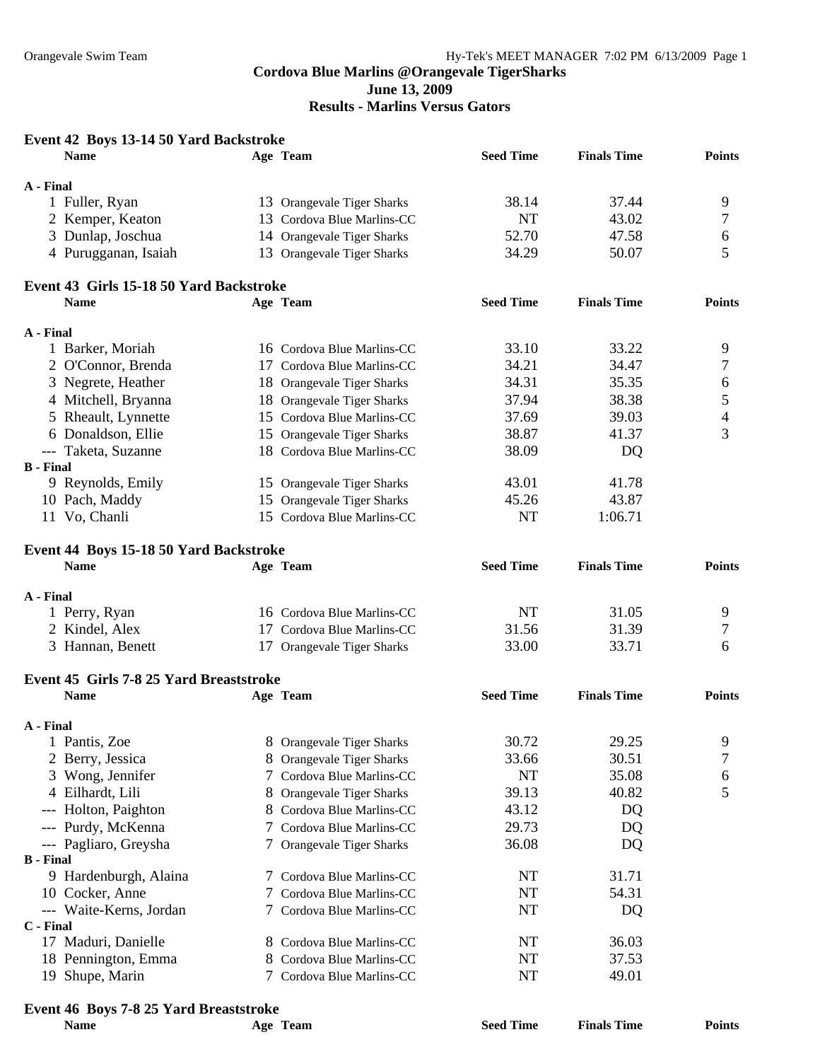**Cordova Blue Marlins @Orangevale TigerSharks**
**June 13, 2009**
**Results - Marlins Versus Gators**

### Event 42 Boys 13-14 50 Yard Backstroke

| | Name | Age | Team | Seed Time | Finals Time | Points |
|---|---|---|---|---|---|---|
| **A - Final** | | | | | | |
| 1 | Fuller, Ryan | 13 | Orangevale Tiger Sharks | 38.14 | 37.44 | 9 |
| 2 | Kemper, Keaton | 13 | Cordova Blue Marlins-CC | NT | 43.02 | 7 |
| 3 | Dunlap, Joschua | 14 | Orangevale Tiger Sharks | 52.70 | 47.58 | 6 |
| 4 | Purugganan, Isaiah | 13 | Orangevale Tiger Sharks | 34.29 | 50.07 | 5 |

### Event 43 Girls 15-18 50 Yard Backstroke

| | Name | Age | Team | Seed Time | Finals Time | Points |
|---|---|---|---|---|---|---|
| **A - Final** | | | | | | |
| 1 | Barker, Moriah | 16 | Cordova Blue Marlins-CC | 33.10 | 33.22 | 9 |
| 2 | O'Connor, Brenda | 17 | Cordova Blue Marlins-CC | 34.21 | 34.47 | 7 |
| 3 | Negrete, Heather | 18 | Orangevale Tiger Sharks | 34.31 | 35.35 | 6 |
| 4 | Mitchell, Bryanna | 18 | Orangevale Tiger Sharks | 37.94 | 38.38 | 5 |
| 5 | Rheault, Lynnette | 15 | Cordova Blue Marlins-CC | 37.69 | 39.03 | 4 |
| 6 | Donaldson, Ellie | 15 | Orangevale Tiger Sharks | 38.87 | 41.37 | 3 |
| --- | Taketa, Suzanne | 18 | Cordova Blue Marlins-CC | 38.09 | DQ | |
| **B - Final** | | | | | | |
| 9 | Reynolds, Emily | 15 | Orangevale Tiger Sharks | 43.01 | 41.78 | |
| 10 | Pach, Maddy | 15 | Orangevale Tiger Sharks | 45.26 | 43.87 | |
| 11 | Vo, Chanli | 15 | Cordova Blue Marlins-CC | NT | 1:06.71 | |

### Event 44 Boys 15-18 50 Yard Backstroke

| | Name | Age | Team | Seed Time | Finals Time | Points |
|---|---|---|---|---|---|---|
| **A - Final** | | | | | | |
| 1 | Perry, Ryan | 16 | Cordova Blue Marlins-CC | NT | 31.05 | 9 |
| 2 | Kindel, Alex | 17 | Cordova Blue Marlins-CC | 31.56 | 31.39 | 7 |
| 3 | Hannan, Benett | 17 | Orangevale Tiger Sharks | 33.00 | 33.71 | 6 |

### Event 45 Girls 7-8 25 Yard Breaststroke

| | Name | Age | Team | Seed Time | Finals Time | Points |
|---|---|---|---|---|---|---|
| **A - Final** | | | | | | |
| 1 | Pantis, Zoe | 8 | Orangevale Tiger Sharks | 30.72 | 29.25 | 9 |
| 2 | Berry, Jessica | 8 | Orangevale Tiger Sharks | 33.66 | 30.51 | 7 |
| 3 | Wong, Jennifer | 7 | Cordova Blue Marlins-CC | NT | 35.08 | 6 |
| 4 | Eilhardt, Lili | 8 | Orangevale Tiger Sharks | 39.13 | 40.82 | 5 |
| --- | Holton, Paighton | 8 | Cordova Blue Marlins-CC | 43.12 | DQ | |
| --- | Purdy, McKenna | 7 | Cordova Blue Marlins-CC | 29.73 | DQ | |
| --- | Pagliaro, Greysha | 7 | Orangevale Tiger Sharks | 36.08 | DQ | |
| **B - Final** | | | | | | |
| 9 | Hardenburgh, Alaina | 7 | Cordova Blue Marlins-CC | NT | 31.71 | |
| 10 | Cocker, Anne | 7 | Cordova Blue Marlins-CC | NT | 54.31 | |
| --- | Waite-Kerns, Jordan | 7 | Cordova Blue Marlins-CC | NT | DQ | |
| **C - Final** | | | | | | |
| 17 | Maduri, Danielle | 8 | Cordova Blue Marlins-CC | NT | 36.03 | |
| 18 | Pennington, Emma | 8 | Cordova Blue Marlins-CC | NT | 37.53 | |
| 19 | Shupe, Marin | 7 | Cordova Blue Marlins-CC | NT | 49.01 | |

### Event 46 Boys 7-8 25 Yard Breaststroke

| | Name | Age | Team | Seed Time | Finals Time | Points |
|---|---|---|---|---|---|---|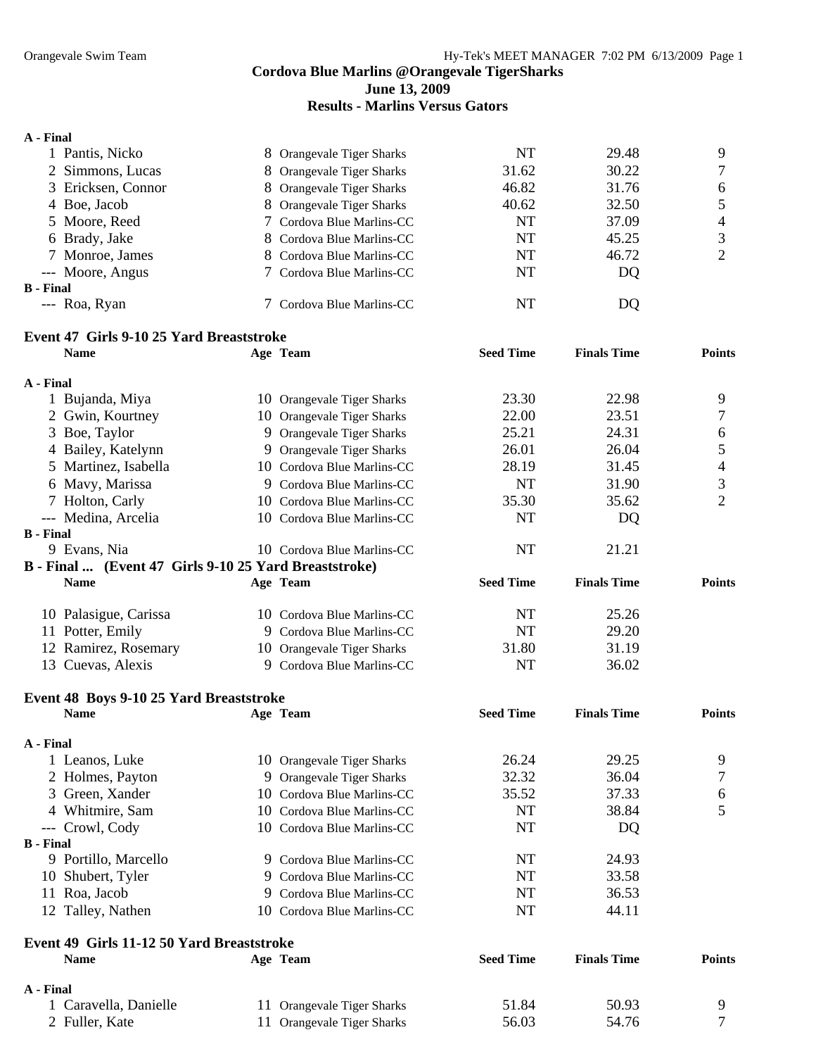# Cordova Blue Marlins @Orangevale TigerSharks
## June 13, 2009
## Results - Marlins Versus Gators

| | Name | Age | Team | Seed Time | Finals Time | Points |
|---|---|---|---|---|---|---|
| **A - Final** | | | | | | |
| 1 | Pantis, Nicko | 8 | Orangevale Tiger Sharks | NT | 29.48 | 9 |
| 2 | Simmons, Lucas | 8 | Orangevale Tiger Sharks | 31.62 | 30.22 | 7 |
| 3 | Ericksen, Connor | 8 | Orangevale Tiger Sharks | 46.82 | 31.76 | 6 |
| 4 | Boe, Jacob | 8 | Orangevale Tiger Sharks | 40.62 | 32.50 | 5 |
| 5 | Moore, Reed | 7 | Cordova Blue Marlins-CC | NT | 37.09 | 4 |
| 6 | Brady, Jake | 8 | Cordova Blue Marlins-CC | NT | 45.25 | 3 |
| 7 | Monroe, James | 8 | Cordova Blue Marlins-CC | NT | 46.72 | 2 |
| --- | Moore, Angus | 7 | Cordova Blue Marlins-CC | NT | DQ | |
| **B - Final** | | | | | | |
| --- | Roa, Ryan | 7 | Cordova Blue Marlins-CC | NT | DQ | |

### Event 47 Girls 9-10 25 Yard Breaststroke

| | Name | Age | Team | Seed Time | Finals Time | Points |
|---|---|---|---|---|---|---|
| **A - Final** | | | | | | |
| 1 | Bujanda, Miya | 10 | Orangevale Tiger Sharks | 23.30 | 22.98 | 9 |
| 2 | Gwin, Kourtney | 10 | Orangevale Tiger Sharks | 22.00 | 23.51 | 7 |
| 3 | Boe, Taylor | 9 | Orangevale Tiger Sharks | 25.21 | 24.31 | 6 |
| 4 | Bailey, Katelynn | 9 | Orangevale Tiger Sharks | 26.01 | 26.04 | 5 |
| 5 | Martinez, Isabella | 10 | Cordova Blue Marlins-CC | 28.19 | 31.45 | 4 |
| 6 | Mavy, Marissa | 9 | Cordova Blue Marlins-CC | NT | 31.90 | 3 |
| 7 | Holton, Carly | 10 | Cordova Blue Marlins-CC | 35.30 | 35.62 | 2 |
| --- | Medina, Arcelia | 10 | Cordova Blue Marlins-CC | NT | DQ | |
| **B - Final** | | | | | | |
| 9 | Evans, Nia | 10 | Cordova Blue Marlins-CC | NT | 21.21 | |
| 10 | Palasigue, Carissa | 10 | Cordova Blue Marlins-CC | NT | 25.26 | |
| 11 | Potter, Emily | 9 | Cordova Blue Marlins-CC | NT | 29.20 | |
| 12 | Ramirez, Rosemary | 10 | Orangevale Tiger Sharks | 31.80 | 31.19 | |
| 13 | Cuevas, Alexis | 9 | Cordova Blue Marlins-CC | NT | 36.02 | |

### Event 48 Boys 9-10 25 Yard Breaststroke

| | Name | Age | Team | Seed Time | Finals Time | Points |
|---|---|---|---|---|---|---|
| **A - Final** | | | | | | |
| 1 | Leanos, Luke | 10 | Orangevale Tiger Sharks | 26.24 | 29.25 | 9 |
| 2 | Holmes, Payton | 9 | Orangevale Tiger Sharks | 32.32 | 36.04 | 7 |
| 3 | Green, Xander | 10 | Cordova Blue Marlins-CC | 35.52 | 37.33 | 6 |
| 4 | Whitmire, Sam | 10 | Cordova Blue Marlins-CC | NT | 38.84 | 5 |
| --- | Crowl, Cody | 10 | Cordova Blue Marlins-CC | NT | DQ | |
| **B - Final** | | | | | | |
| 9 | Portillo, Marcello | 9 | Cordova Blue Marlins-CC | NT | 24.93 | |
| 10 | Shubert, Tyler | 9 | Cordova Blue Marlins-CC | NT | 33.58 | |
| 11 | Roa, Jacob | 9 | Cordova Blue Marlins-CC | NT | 36.53 | |
| 12 | Talley, Nathen | 10 | Cordova Blue Marlins-CC | NT | 44.11 | |

### Event 49 Girls 11-12 50 Yard Breaststroke

| | Name | Age | Team | Seed Time | Finals Time | Points |
|---|---|---|---|---|---|---|
| **A - Final** | | | | | | |
| 1 | Caravella, Danielle | 11 | Orangevale Tiger Sharks | 51.84 | 50.93 | 9 |
| 2 | Fuller, Kate | 11 | Orangevale Tiger Sharks | 56.03 | 54.76 | 7 |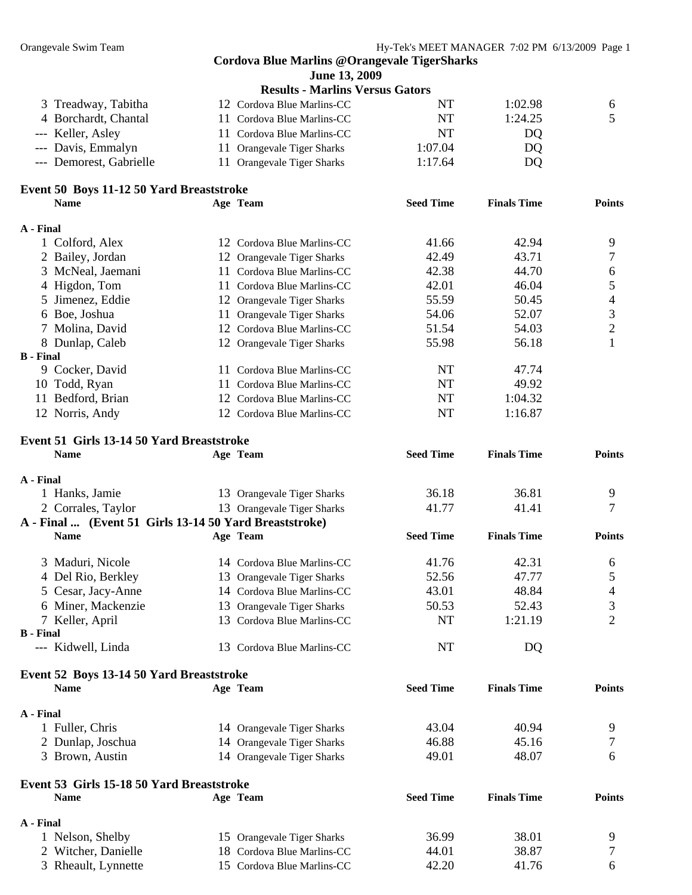**Cordova Blue Marlins @Orangevale TigerSharks**

**June 13, 2009**

**Results - Marlins Versus Gators**

| Name | Age | Team | Seed Time | Finals Time | Points |
|---|---|---|---|---|---|
| 3 Treadway, Tabitha | 12 | Cordova Blue Marlins-CC | NT | 1:02.98 | 6 |
| 4 Borchardt, Chantal | 11 | Cordova Blue Marlins-CC | NT | 1:24.25 | 5 |
| --- Keller, Asley | 11 | Cordova Blue Marlins-CC | NT | DQ | |
| --- Davis, Emmalyn | 11 | Orangevale Tiger Sharks | 1:07.04 | DQ | |
| --- Demorest, Gabrielle | 11 | Orangevale Tiger Sharks | 1:17.64 | DQ | |

## Event 50 Boys 11-12 50 Yard Breaststroke

| Name | Age | Team | Seed Time | Finals Time | Points |
|---|---|---|---|---|---|
| **A - Final** | | | | | |
| 1 Colford, Alex | 12 | Cordova Blue Marlins-CC | 41.66 | 42.94 | 9 |
| 2 Bailey, Jordan | 12 | Orangevale Tiger Sharks | 42.49 | 43.71 | 7 |
| 3 McNeal, Jaemani | 11 | Cordova Blue Marlins-CC | 42.38 | 44.70 | 6 |
| 4 Higdon, Tom | 11 | Cordova Blue Marlins-CC | 42.01 | 46.04 | 5 |
| 5 Jimenez, Eddie | 12 | Orangevale Tiger Sharks | 55.59 | 50.45 | 4 |
| 6 Boe, Joshua | 11 | Orangevale Tiger Sharks | 54.06 | 52.07 | 3 |
| 7 Molina, David | 12 | Cordova Blue Marlins-CC | 51.54 | 54.03 | 2 |
| 8 Dunlap, Caleb | 12 | Orangevale Tiger Sharks | 55.98 | 56.18 | 1 |
| **B - Final** | | | | | |
| 9 Cocker, David | 11 | Cordova Blue Marlins-CC | NT | 47.74 | |
| 10 Todd, Ryan | 11 | Cordova Blue Marlins-CC | NT | 49.92 | |
| 11 Bedford, Brian | 12 | Cordova Blue Marlins-CC | NT | 1:04.32 | |
| 12 Norris, Andy | 12 | Cordova Blue Marlins-CC | NT | 1:16.87 | |

## Event 51 Girls 13-14 50 Yard Breaststroke

| Name | Age | Team | Seed Time | Finals Time | Points |
|---|---|---|---|---|---|
| **A - Final** | | | | | |
| 1 Hanks, Jamie | 13 | Orangevale Tiger Sharks | 36.18 | 36.81 | 9 |
| 2 Corrales, Taylor | 13 | Orangevale Tiger Sharks | 41.77 | 41.41 | 7 |
| 3 Maduri, Nicole | 14 | Cordova Blue Marlins-CC | 41.76 | 42.31 | 6 |
| 4 Del Rio, Berkley | 13 | Orangevale Tiger Sharks | 52.56 | 47.77 | 5 |
| 5 Cesar, Jacy-Anne | 14 | Cordova Blue Marlins-CC | 43.01 | 48.84 | 4 |
| 6 Miner, Mackenzie | 13 | Orangevale Tiger Sharks | 50.53 | 52.43 | 3 |
| 7 Keller, April | 13 | Cordova Blue Marlins-CC | NT | 1:21.19 | 2 |
| **B - Final** | | | | | |
| --- Kidwell, Linda | 13 | Cordova Blue Marlins-CC | NT | DQ | |

## Event 52 Boys 13-14 50 Yard Breaststroke

| Name | Age | Team | Seed Time | Finals Time | Points |
|---|---|---|---|---|---|
| **A - Final** | | | | | |
| 1 Fuller, Chris | 14 | Orangevale Tiger Sharks | 43.04 | 40.94 | 9 |
| 2 Dunlap, Joschua | 14 | Orangevale Tiger Sharks | 46.88 | 45.16 | 7 |
| 3 Brown, Austin | 14 | Orangevale Tiger Sharks | 49.01 | 48.07 | 6 |

## Event 53 Girls 15-18 50 Yard Breaststroke

| Name | Age | Team | Seed Time | Finals Time | Points |
|---|---|---|---|---|---|
| **A - Final** | | | | | |
| 1 Nelson, Shelby | 15 | Orangevale Tiger Sharks | 36.99 | 38.01 | 9 |
| 2 Witcher, Danielle | 18 | Cordova Blue Marlins-CC | 44.01 | 38.87 | 7 |
| 3 Rheault, Lynnette | 15 | Cordova Blue Marlins-CC | 42.20 | 41.76 | 6 |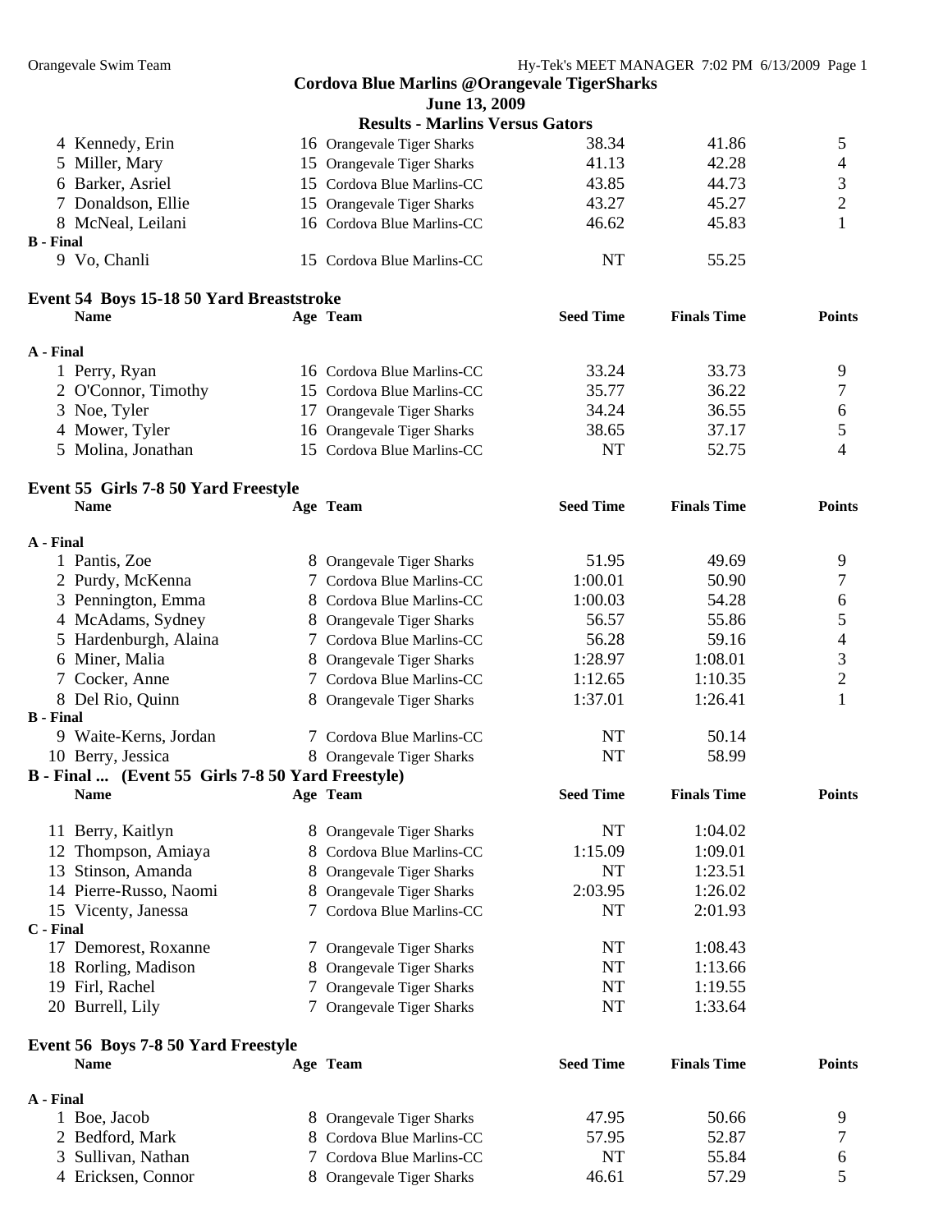**Cordova Blue Marlins @Orangevale TigerSharks**
**June 13, 2009**
**Results - Marlins Versus Gators**

| | Name | Age | Team | Seed Time | Finals Time | Points |
|---|---|---|---|---|---|---|
| 4 | Kennedy, Erin | 16 | Orangevale Tiger Sharks | 38.34 | 41.86 | 5 |
| 5 | Miller, Mary | 15 | Orangevale Tiger Sharks | 41.13 | 42.28 | 4 |
| 6 | Barker, Asriel | 15 | Cordova Blue Marlins-CC | 43.85 | 44.73 | 3 |
| 7 | Donaldson, Ellie | 15 | Orangevale Tiger Sharks | 43.27 | 45.27 | 2 |
| 8 | McNeal, Leilani | 16 | Cordova Blue Marlins-CC | 46.62 | 45.83 | 1 |
| **B - Final** | | | | | | |
| 9 | Vo, Chanli | 15 | Cordova Blue Marlins-CC | NT | 55.25 | |

## Event 54 Boys 15-18 50 Yard Breaststroke

| | Name | Age | Team | Seed Time | Finals Time | Points |
|---|---|---|---|---|---|---|
| **A - Final** | | | | | | |
| 1 | Perry, Ryan | 16 | Cordova Blue Marlins-CC | 33.24 | 33.73 | 9 |
| 2 | O'Connor, Timothy | 15 | Cordova Blue Marlins-CC | 35.77 | 36.22 | 7 |
| 3 | Noe, Tyler | 17 | Orangevale Tiger Sharks | 34.24 | 36.55 | 6 |
| 4 | Mower, Tyler | 16 | Orangevale Tiger Sharks | 38.65 | 37.17 | 5 |
| 5 | Molina, Jonathan | 15 | Cordova Blue Marlins-CC | NT | 52.75 | 4 |

## Event 55 Girls 7-8 50 Yard Freestyle

| | Name | Age | Team | Seed Time | Finals Time | Points |
|---|---|---|---|---|---|---|
| **A - Final** | | | | | | |
| 1 | Pantis, Zoe | 8 | Orangevale Tiger Sharks | 51.95 | 49.69 | 9 |
| 2 | Purdy, McKenna | 7 | Cordova Blue Marlins-CC | 1:00.01 | 50.90 | 7 |
| 3 | Pennington, Emma | 8 | Cordova Blue Marlins-CC | 1:00.03 | 54.28 | 6 |
| 4 | McAdams, Sydney | 8 | Orangevale Tiger Sharks | 56.57 | 55.86 | 5 |
| 5 | Hardenburgh, Alaina | 7 | Cordova Blue Marlins-CC | 56.28 | 59.16 | 4 |
| 6 | Miner, Malia | 8 | Orangevale Tiger Sharks | 1:28.97 | 1:08.01 | 3 |
| 7 | Cocker, Anne | 7 | Cordova Blue Marlins-CC | 1:12.65 | 1:10.35 | 2 |
| 8 | Del Rio, Quinn | 8 | Orangevale Tiger Sharks | 1:37.01 | 1:26.41 | 1 |
| **B - Final** | | | | | | |
| 9 | Waite-Kerns, Jordan | 7 | Cordova Blue Marlins-CC | NT | 50.14 | |
| 10 | Berry, Jessica | 8 | Orangevale Tiger Sharks | NT | 58.99 | |

**B - Final ... (Event 55 Girls 7-8 50 Yard Freestyle)**

| | Name | Age | Team | Seed Time | Finals Time | Points |
|---|---|---|---|---|---|---|
| 11 | Berry, Kaitlyn | 8 | Orangevale Tiger Sharks | NT | 1:04.02 | |
| 12 | Thompson, Amiaya | 8 | Cordova Blue Marlins-CC | 1:15.09 | 1:09.01 | |
| 13 | Stinson, Amanda | 8 | Orangevale Tiger Sharks | NT | 1:23.51 | |
| 14 | Pierre-Russo, Naomi | 8 | Orangevale Tiger Sharks | 2:03.95 | 1:26.02 | |
| 15 | Vicenty, Janessa | 7 | Cordova Blue Marlins-CC | NT | 2:01.93 | |
| **C - Final** | | | | | | |
| 17 | Demorest, Roxanne | 7 | Orangevale Tiger Sharks | NT | 1:08.43 | |
| 18 | Rorling, Madison | 8 | Orangevale Tiger Sharks | NT | 1:13.66 | |
| 19 | Firl, Rachel | 7 | Orangevale Tiger Sharks | NT | 1:19.55 | |
| 20 | Burrell, Lily | 7 | Orangevale Tiger Sharks | NT | 1:33.64 | |

## Event 56 Boys 7-8 50 Yard Freestyle

| | Name | Age | Team | Seed Time | Finals Time | Points |
|---|---|---|---|---|---|---|
| **A - Final** | | | | | | |
| 1 | Boe, Jacob | 8 | Orangevale Tiger Sharks | 47.95 | 50.66 | 9 |
| 2 | Bedford, Mark | 8 | Cordova Blue Marlins-CC | 57.95 | 52.87 | 7 |
| 3 | Sullivan, Nathan | 7 | Cordova Blue Marlins-CC | NT | 55.84 | 6 |
| 4 | Ericksen, Connor | 8 | Orangevale Tiger Sharks | 46.61 | 57.29 | 5 |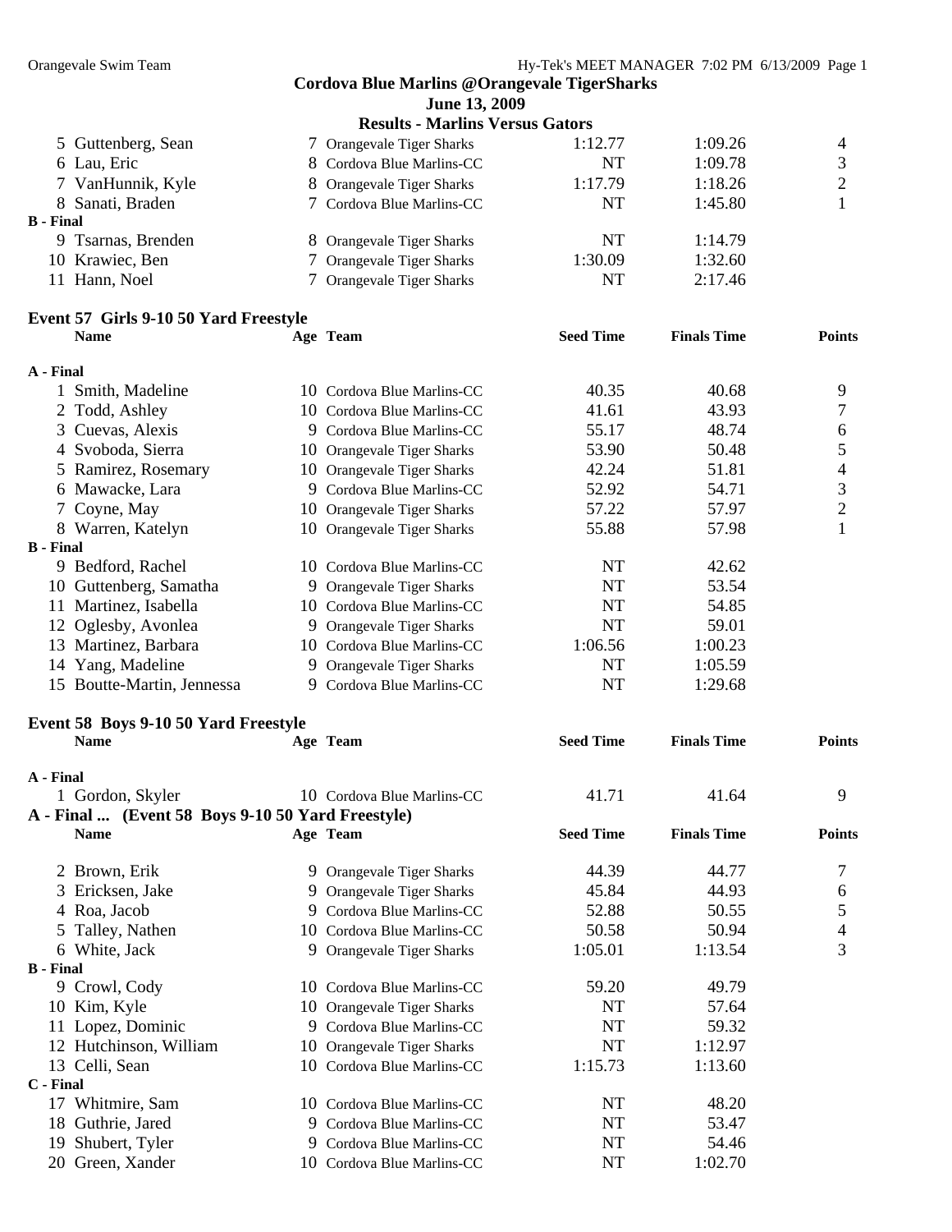## Cordova Blue Marlins @Orangevale TigerSharks

**June 13, 2009**

**Results - Marlins Versus Gators**

| Name | Age | Team | Seed Time | Finals Time | Points |
|---|---|---|---|---|---|
| 5 Guttenberg, Sean | 7 | Orangevale Tiger Sharks | 1:12.77 | 1:09.26 | 4 |
| 6 Lau, Eric | 8 | Cordova Blue Marlins-CC | NT | 1:09.78 | 3 |
| 7 VanHunnik, Kyle | 8 | Orangevale Tiger Sharks | 1:17.79 | 1:18.26 | 2 |
| 8 Sanati, Braden | 7 | Cordova Blue Marlins-CC | NT | 1:45.80 | 1 |
| **B - Final** | | | | | |
| 9 Tsarnas, Brenden | 8 | Orangevale Tiger Sharks | NT | 1:14.79 | |
| 10 Krawiec, Ben | 7 | Orangevale Tiger Sharks | 1:30.09 | 1:32.60 | |
| 11 Hann, Noel | 7 | Orangevale Tiger Sharks | NT | 2:17.46 | |

### Event 57 Girls 9-10 50 Yard Freestyle

| Name | Age | Team | Seed Time | Finals Time | Points |
|---|---|---|---|---|---|
| **A - Final** | | | | | |
| 1 Smith, Madeline | 10 | Cordova Blue Marlins-CC | 40.35 | 40.68 | 9 |
| 2 Todd, Ashley | 10 | Cordova Blue Marlins-CC | 41.61 | 43.93 | 7 |
| 3 Cuevas, Alexis | 9 | Cordova Blue Marlins-CC | 55.17 | 48.74 | 6 |
| 4 Svoboda, Sierra | 10 | Orangevale Tiger Sharks | 53.90 | 50.48 | 5 |
| 5 Ramirez, Rosemary | 10 | Orangevale Tiger Sharks | 42.24 | 51.81 | 4 |
| 6 Mawacke, Lara | 9 | Cordova Blue Marlins-CC | 52.92 | 54.71 | 3 |
| 7 Coyne, May | 10 | Orangevale Tiger Sharks | 57.22 | 57.97 | 2 |
| 8 Warren, Katelyn | 10 | Orangevale Tiger Sharks | 55.88 | 57.98 | 1 |
| **B - Final** | | | | | |
| 9 Bedford, Rachel | 10 | Cordova Blue Marlins-CC | NT | 42.62 | |
| 10 Guttenberg, Samatha | 9 | Orangevale Tiger Sharks | NT | 53.54 | |
| 11 Martinez, Isabella | 10 | Cordova Blue Marlins-CC | NT | 54.85 | |
| 12 Oglesby, Avonlea | 9 | Orangevale Tiger Sharks | NT | 59.01 | |
| 13 Martinez, Barbara | 10 | Cordova Blue Marlins-CC | 1:06.56 | 1:00.23 | |
| 14 Yang, Madeline | 9 | Orangevale Tiger Sharks | NT | 1:05.59 | |
| 15 Boutte-Martin, Jennessa | 9 | Cordova Blue Marlins-CC | NT | 1:29.68 | |

### Event 58 Boys 9-10 50 Yard Freestyle

| Name | Age | Team | Seed Time | Finals Time | Points |
|---|---|---|---|---|---|
| **A - Final** | | | | | |
| 1 Gordon, Skyler | 10 | Cordova Blue Marlins-CC | 41.71 | 41.64 | 9 |
| 2 Brown, Erik | 9 | Orangevale Tiger Sharks | 44.39 | 44.77 | 7 |
| 3 Ericksen, Jake | 9 | Orangevale Tiger Sharks | 45.84 | 44.93 | 6 |
| 4 Roa, Jacob | 9 | Cordova Blue Marlins-CC | 52.88 | 50.55 | 5 |
| 5 Talley, Nathen | 10 | Cordova Blue Marlins-CC | 50.58 | 50.94 | 4 |
| 6 White, Jack | 9 | Orangevale Tiger Sharks | 1:05.01 | 1:13.54 | 3 |
| **B - Final** | | | | | |
| 9 Crowl, Cody | 10 | Cordova Blue Marlins-CC | 59.20 | 49.79 | |
| 10 Kim, Kyle | 10 | Orangevale Tiger Sharks | NT | 57.64 | |
| 11 Lopez, Dominic | 9 | Cordova Blue Marlins-CC | NT | 59.32 | |
| 12 Hutchinson, William | 10 | Orangevale Tiger Sharks | NT | 1:12.97 | |
| 13 Celli, Sean | 10 | Cordova Blue Marlins-CC | 1:15.73 | 1:13.60 | |
| **C - Final** | | | | | |
| 17 Whitmire, Sam | 10 | Cordova Blue Marlins-CC | NT | 48.20 | |
| 18 Guthrie, Jared | 9 | Cordova Blue Marlins-CC | NT | 53.47 | |
| 19 Shubert, Tyler | 9 | Cordova Blue Marlins-CC | NT | 54.46 | |
| 20 Green, Xander | 10 | Cordova Blue Marlins-CC | NT | 1:02.70 | |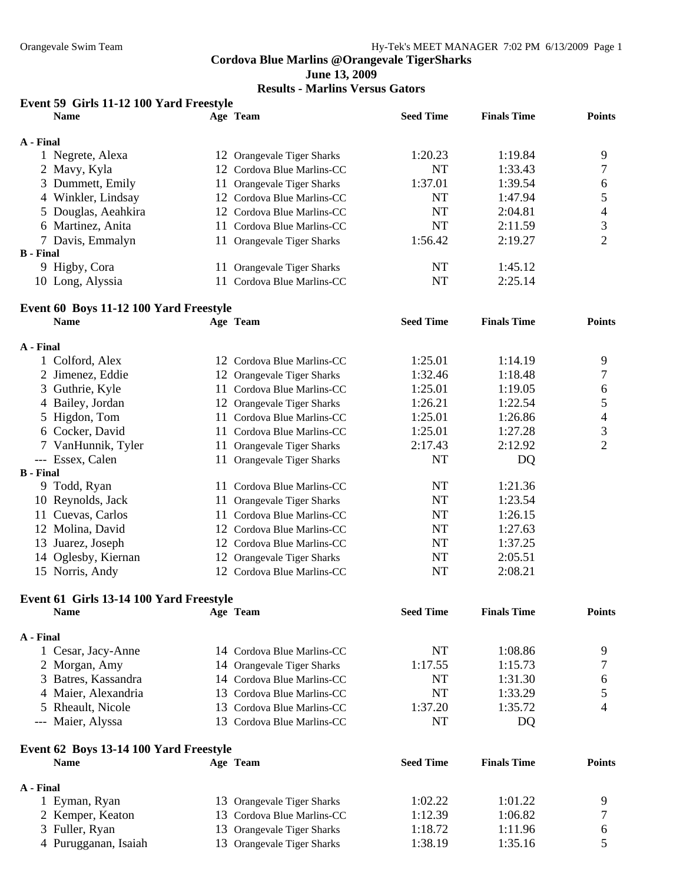**Cordova Blue Marlins @Orangevale TigerSharks**
**June 13, 2009**
**Results - Marlins Versus Gators**

### Event 59 Girls 11-12 100 Yard Freestyle

| | Name | Age | Team | Seed Time | Finals Time | Points |
|---|---|---|---|---|---|---|
| **A - Final** | | | | | | |
| 1 | Negrete, Alexa | 12 | Orangevale Tiger Sharks | 1:20.23 | 1:19.84 | 9 |
| 2 | Mavy, Kyla | 12 | Cordova Blue Marlins-CC | NT | 1:33.43 | 7 |
| 3 | Dummett, Emily | 11 | Orangevale Tiger Sharks | 1:37.01 | 1:39.54 | 6 |
| 4 | Winkler, Lindsay | 12 | Cordova Blue Marlins-CC | NT | 1:47.94 | 5 |
| 5 | Douglas, Aeahkira | 12 | Cordova Blue Marlins-CC | NT | 2:04.81 | 4 |
| 6 | Martinez, Anita | 11 | Cordova Blue Marlins-CC | NT | 2:11.59 | 3 |
| 7 | Davis, Emmalyn | 11 | Orangevale Tiger Sharks | 1:56.42 | 2:19.27 | 2 |
| **B - Final** | | | | | | |
| 9 | Higby, Cora | 11 | Orangevale Tiger Sharks | NT | 1:45.12 | |
| 10 | Long, Alyssia | 11 | Cordova Blue Marlins-CC | NT | 2:25.14 | |

### Event 60 Boys 11-12 100 Yard Freestyle

| | Name | Age | Team | Seed Time | Finals Time | Points |
|---|---|---|---|---|---|---|
| **A - Final** | | | | | | |
| 1 | Colford, Alex | 12 | Cordova Blue Marlins-CC | 1:25.01 | 1:14.19 | 9 |
| 2 | Jimenez, Eddie | 12 | Orangevale Tiger Sharks | 1:32.46 | 1:18.48 | 7 |
| 3 | Guthrie, Kyle | 11 | Cordova Blue Marlins-CC | 1:25.01 | 1:19.05 | 6 |
| 4 | Bailey, Jordan | 12 | Orangevale Tiger Sharks | 1:26.21 | 1:22.54 | 5 |
| 5 | Higdon, Tom | 11 | Cordova Blue Marlins-CC | 1:25.01 | 1:26.86 | 4 |
| 6 | Cocker, David | 11 | Cordova Blue Marlins-CC | 1:25.01 | 1:27.28 | 3 |
| 7 | VanHunnik, Tyler | 11 | Orangevale Tiger Sharks | 2:17.43 | 2:12.92 | 2 |
| --- | Essex, Calen | 11 | Orangevale Tiger Sharks | NT | DQ | |
| **B - Final** | | | | | | |
| 9 | Todd, Ryan | 11 | Cordova Blue Marlins-CC | NT | 1:21.36 | |
| 10 | Reynolds, Jack | 11 | Orangevale Tiger Sharks | NT | 1:23.54 | |
| 11 | Cuevas, Carlos | 11 | Cordova Blue Marlins-CC | NT | 1:26.15 | |
| 12 | Molina, David | 12 | Cordova Blue Marlins-CC | NT | 1:27.63 | |
| 13 | Juarez, Joseph | 12 | Cordova Blue Marlins-CC | NT | 1:37.25 | |
| 14 | Oglesby, Kiernan | 12 | Orangevale Tiger Sharks | NT | 2:05.51 | |
| 15 | Norris, Andy | 12 | Cordova Blue Marlins-CC | NT | 2:08.21 | |

### Event 61 Girls 13-14 100 Yard Freestyle

| | Name | Age | Team | Seed Time | Finals Time | Points |
|---|---|---|---|---|---|---|
| **A - Final** | | | | | | |
| 1 | Cesar, Jacy-Anne | 14 | Cordova Blue Marlins-CC | NT | 1:08.86 | 9 |
| 2 | Morgan, Amy | 14 | Orangevale Tiger Sharks | 1:17.55 | 1:15.73 | 7 |
| 3 | Batres, Kassandra | 14 | Cordova Blue Marlins-CC | NT | 1:31.30 | 6 |
| 4 | Maier, Alexandria | 13 | Cordova Blue Marlins-CC | NT | 1:33.29 | 5 |
| 5 | Rheault, Nicole | 13 | Cordova Blue Marlins-CC | 1:37.20 | 1:35.72 | 4 |
| --- | Maier, Alyssa | 13 | Cordova Blue Marlins-CC | NT | DQ | |

### Event 62 Boys 13-14 100 Yard Freestyle

| | Name | Age | Team | Seed Time | Finals Time | Points |
|---|---|---|---|---|---|---|
| **A - Final** | | | | | | |
| 1 | Eyman, Ryan | 13 | Orangevale Tiger Sharks | 1:02.22 | 1:01.22 | 9 |
| 2 | Kemper, Keaton | 13 | Cordova Blue Marlins-CC | 1:12.39 | 1:06.82 | 7 |
| 3 | Fuller, Ryan | 13 | Orangevale Tiger Sharks | 1:18.72 | 1:11.96 | 6 |
| 4 | Purugganan, Isaiah | 13 | Orangevale Tiger Sharks | 1:38.19 | 1:35.16 | 5 |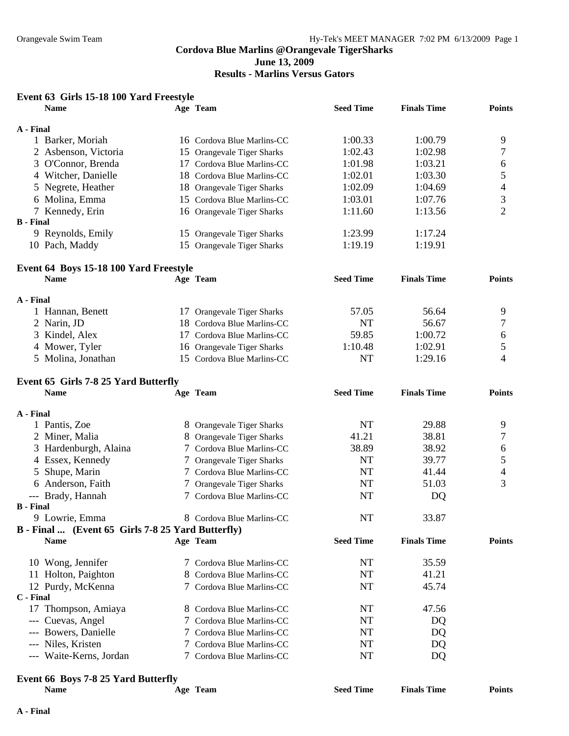**Cordova Blue Marlins @Orangevale TigerSharks**
**June 13, 2009**
**Results - Marlins Versus Gators**

### Event 63 Girls 15-18 100 Yard Freestyle

| | Name | Age | Team | Seed Time | Finals Time | Points |
|---|---|---|---|---|---|---|
| **A - Final** | | | | | | |
| 1 | Barker, Moriah | 16 | Cordova Blue Marlins-CC | 1:00.33 | 1:00.79 | 9 |
| 2 | Asbenson, Victoria | 15 | Orangevale Tiger Sharks | 1:02.43 | 1:02.98 | 7 |
| 3 | O'Connor, Brenda | 17 | Cordova Blue Marlins-CC | 1:01.98 | 1:03.21 | 6 |
| 4 | Witcher, Danielle | 18 | Cordova Blue Marlins-CC | 1:02.01 | 1:03.30 | 5 |
| 5 | Negrete, Heather | 18 | Orangevale Tiger Sharks | 1:02.09 | 1:04.69 | 4 |
| 6 | Molina, Emma | 15 | Cordova Blue Marlins-CC | 1:03.01 | 1:07.76 | 3 |
| 7 | Kennedy, Erin | 16 | Orangevale Tiger Sharks | 1:11.60 | 1:13.56 | 2 |
| **B - Final** | | | | | | |
| 9 | Reynolds, Emily | 15 | Orangevale Tiger Sharks | 1:23.99 | 1:17.24 | |
| 10 | Pach, Maddy | 15 | Orangevale Tiger Sharks | 1:19.19 | 1:19.91 | |

### Event 64 Boys 15-18 100 Yard Freestyle

| | Name | Age | Team | Seed Time | Finals Time | Points |
|---|---|---|---|---|---|---|
| **A - Final** | | | | | | |
| 1 | Hannan, Benett | 17 | Orangevale Tiger Sharks | 57.05 | 56.64 | 9 |
| 2 | Narin, JD | 18 | Cordova Blue Marlins-CC | NT | 56.67 | 7 |
| 3 | Kindel, Alex | 17 | Cordova Blue Marlins-CC | 59.85 | 1:00.72 | 6 |
| 4 | Mower, Tyler | 16 | Orangevale Tiger Sharks | 1:10.48 | 1:02.91 | 5 |
| 5 | Molina, Jonathan | 15 | Cordova Blue Marlins-CC | NT | 1:29.16 | 4 |

### Event 65 Girls 7-8 25 Yard Butterfly

| | Name | Age | Team | Seed Time | Finals Time | Points |
|---|---|---|---|---|---|---|
| **A - Final** | | | | | | |
| 1 | Pantis, Zoe | 8 | Orangevale Tiger Sharks | NT | 29.88 | 9 |
| 2 | Miner, Malia | 8 | Orangevale Tiger Sharks | 41.21 | 38.81 | 7 |
| 3 | Hardenburgh, Alaina | 7 | Cordova Blue Marlins-CC | 38.89 | 38.92 | 6 |
| 4 | Essex, Kennedy | 7 | Orangevale Tiger Sharks | NT | 39.77 | 5 |
| 5 | Shupe, Marin | 7 | Cordova Blue Marlins-CC | NT | 41.44 | 4 |
| 6 | Anderson, Faith | 7 | Orangevale Tiger Sharks | NT | 51.03 | 3 |
| --- | Brady, Hannah | 7 | Cordova Blue Marlins-CC | NT | DQ | |
| **B - Final** | | | | | | |
| 9 | Lowrie, Emma | 8 | Cordova Blue Marlins-CC | NT | 33.87 | |

**B - Final ... (Event 65 Girls 7-8 25 Yard Butterfly)**

| | Name | Age | Team | Seed Time | Finals Time | Points |
|---|---|---|---|---|---|---|
| 10 | Wong, Jennifer | 7 | Cordova Blue Marlins-CC | NT | 35.59 | |
| 11 | Holton, Paighton | 8 | Cordova Blue Marlins-CC | NT | 41.21 | |
| 12 | Purdy, McKenna | 7 | Cordova Blue Marlins-CC | NT | 45.74 | |
| **C - Final** | | | | | | |
| 17 | Thompson, Amiaya | 8 | Cordova Blue Marlins-CC | NT | 47.56 | |
| --- | Cuevas, Angel | 7 | Cordova Blue Marlins-CC | NT | DQ | |
| --- | Bowers, Danielle | 7 | Cordova Blue Marlins-CC | NT | DQ | |
| --- | Niles, Kristen | 7 | Cordova Blue Marlins-CC | NT | DQ | |
| --- | Waite-Kerns, Jordan | 7 | Cordova Blue Marlins-CC | NT | DQ | |

### Event 66 Boys 7-8 25 Yard Butterfly

| | Name | Age | Team | Seed Time | Finals Time | Points |
|---|---|---|---|---|---|---|
| **A - Final** | | | | | | |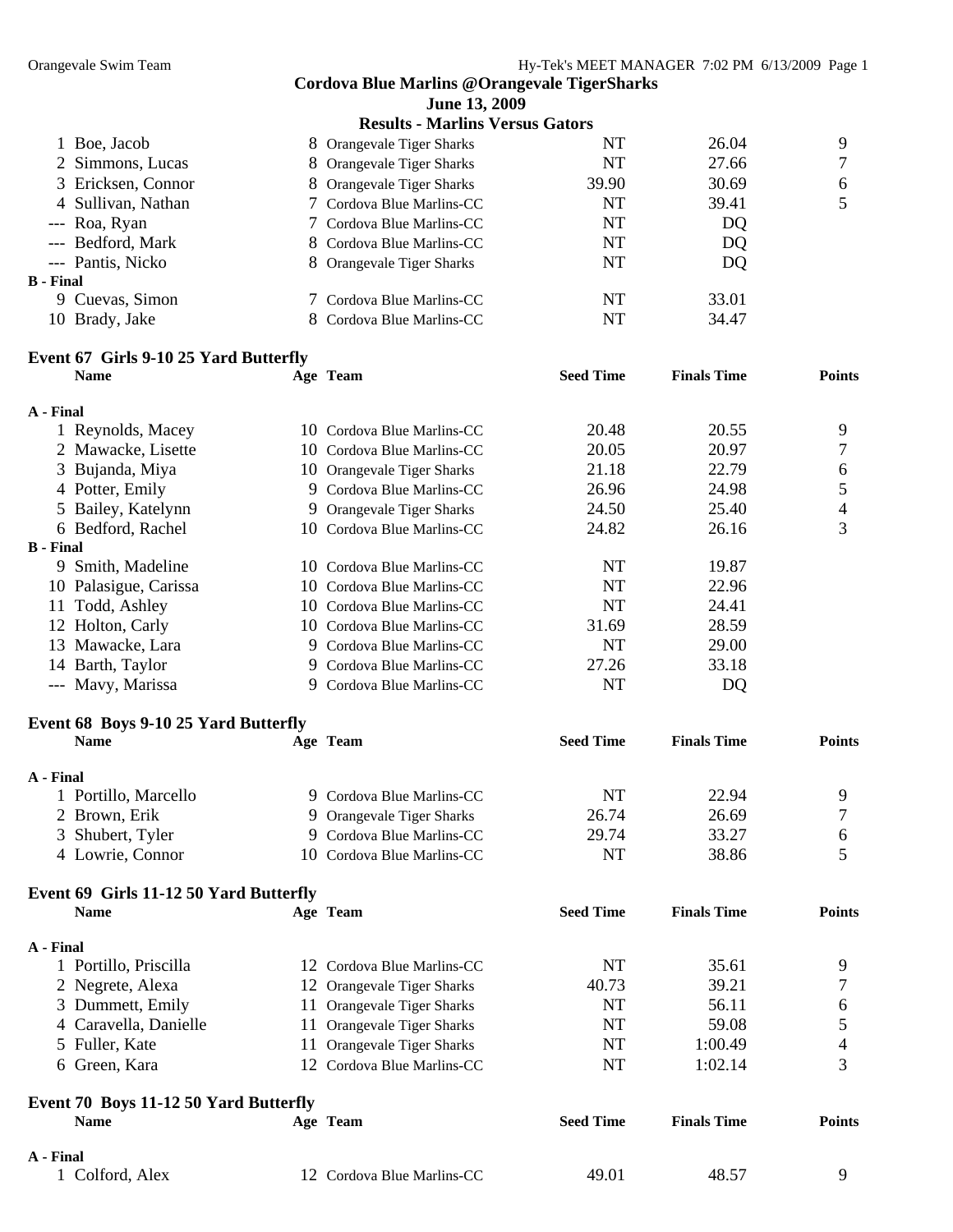## Cordova Blue Marlins @Orangevale TigerSharks

**June 13, 2009**

**Results - Marlins Versus Gators**

| | Name | Age | Team | Seed Time | Finals Time | Points |
|---|---|---|---|---|---|---|
| 1 | Boe, Jacob | 8 | Orangevale Tiger Sharks | NT | 26.04 | 9 |
| 2 | Simmons, Lucas | 8 | Orangevale Tiger Sharks | NT | 27.66 | 7 |
| 3 | Ericksen, Connor | 8 | Orangevale Tiger Sharks | 39.90 | 30.69 | 6 |
| 4 | Sullivan, Nathan | 7 | Cordova Blue Marlins-CC | NT | 39.41 | 5 |
| --- | Roa, Ryan | 7 | Cordova Blue Marlins-CC | NT | DQ | |
| --- | Bedford, Mark | 8 | Cordova Blue Marlins-CC | NT | DQ | |
| --- | Pantis, Nicko | 8 | Orangevale Tiger Sharks | NT | DQ | |
| **B - Final** | | | | | | |
| 9 | Cuevas, Simon | 7 | Cordova Blue Marlins-CC | NT | 33.01 | |
| 10 | Brady, Jake | 8 | Cordova Blue Marlins-CC | NT | 34.47 | |

### Event 67 Girls 9-10 25 Yard Butterfly

| | Name | Age | Team | Seed Time | Finals Time | Points |
|---|---|---|---|---|---|---|
| **A - Final** | | | | | | |
| 1 | Reynolds, Macey | 10 | Cordova Blue Marlins-CC | 20.48 | 20.55 | 9 |
| 2 | Mawacke, Lisette | 10 | Cordova Blue Marlins-CC | 20.05 | 20.97 | 7 |
| 3 | Bujanda, Miya | 10 | Orangevale Tiger Sharks | 21.18 | 22.79 | 6 |
| 4 | Potter, Emily | 9 | Cordova Blue Marlins-CC | 26.96 | 24.98 | 5 |
| 5 | Bailey, Katelynn | 9 | Orangevale Tiger Sharks | 24.50 | 25.40 | 4 |
| 6 | Bedford, Rachel | 10 | Cordova Blue Marlins-CC | 24.82 | 26.16 | 3 |
| **B - Final** | | | | | | |
| 9 | Smith, Madeline | 10 | Cordova Blue Marlins-CC | NT | 19.87 | |
| 10 | Palasigue, Carissa | 10 | Cordova Blue Marlins-CC | NT | 22.96 | |
| 11 | Todd, Ashley | 10 | Cordova Blue Marlins-CC | NT | 24.41 | |
| 12 | Holton, Carly | 10 | Cordova Blue Marlins-CC | 31.69 | 28.59 | |
| 13 | Mawacke, Lara | 9 | Cordova Blue Marlins-CC | NT | 29.00 | |
| 14 | Barth, Taylor | 9 | Cordova Blue Marlins-CC | 27.26 | 33.18 | |
| --- | Mavy, Marissa | 9 | Cordova Blue Marlins-CC | NT | DQ | |

### Event 68 Boys 9-10 25 Yard Butterfly

| | Name | Age | Team | Seed Time | Finals Time | Points |
|---|---|---|---|---|---|---|
| **A - Final** | | | | | | |
| 1 | Portillo, Marcello | 9 | Cordova Blue Marlins-CC | NT | 22.94 | 9 |
| 2 | Brown, Erik | 9 | Orangevale Tiger Sharks | 26.74 | 26.69 | 7 |
| 3 | Shubert, Tyler | 9 | Cordova Blue Marlins-CC | 29.74 | 33.27 | 6 |
| 4 | Lowrie, Connor | 10 | Cordova Blue Marlins-CC | NT | 38.86 | 5 |

### Event 69 Girls 11-12 50 Yard Butterfly

| | Name | Age | Team | Seed Time | Finals Time | Points |
|---|---|---|---|---|---|---|
| **A - Final** | | | | | | |
| 1 | Portillo, Priscilla | 12 | Cordova Blue Marlins-CC | NT | 35.61 | 9 |
| 2 | Negrete, Alexa | 12 | Orangevale Tiger Sharks | 40.73 | 39.21 | 7 |
| 3 | Dummett, Emily | 11 | Orangevale Tiger Sharks | NT | 56.11 | 6 |
| 4 | Caravella, Danielle | 11 | Orangevale Tiger Sharks | NT | 59.08 | 5 |
| 5 | Fuller, Kate | 11 | Orangevale Tiger Sharks | NT | 1:00.49 | 4 |
| 6 | Green, Kara | 12 | Cordova Blue Marlins-CC | NT | 1:02.14 | 3 |

### Event 70 Boys 11-12 50 Yard Butterfly

| | Name | Age | Team | Seed Time | Finals Time | Points |
|---|---|---|---|---|---|---|
| **A - Final** | | | | | | |
| 1 | Colford, Alex | 12 | Cordova Blue Marlins-CC | 49.01 | 48.57 | 9 |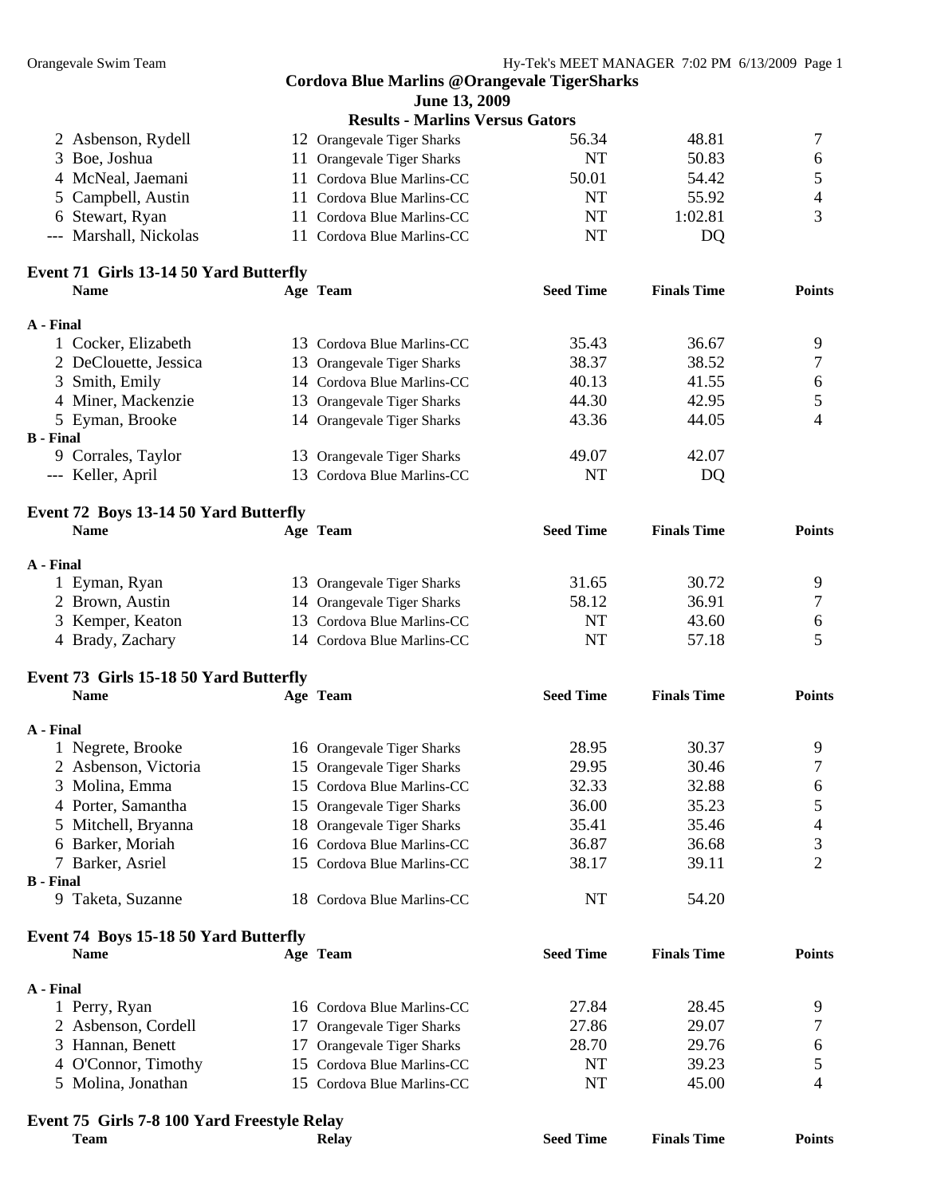Cordova Blue Marlins @Orangevale TigerSharks

June 13, 2009

**Results - Marlins Versus Gators**

| | Name | Age | Team | Seed Time | Finals Time | Points |
|---|---|---|---|---|---|---|
| 2 | Asbenson, Rydell | 12 | Orangevale Tiger Sharks | 56.34 | 48.81 | 7 |
| 3 | Boe, Joshua | 11 | Orangevale Tiger Sharks | NT | 50.83 | 6 |
| 4 | McNeal, Jaemani | 11 | Cordova Blue Marlins-CC | 50.01 | 54.42 | 5 |
| 5 | Campbell, Austin | 11 | Cordova Blue Marlins-CC | NT | 55.92 | 4 |
| 6 | Stewart, Ryan | 11 | Cordova Blue Marlins-CC | NT | 1:02.81 | 3 |
| --- | Marshall, Nickolas | 11 | Cordova Blue Marlins-CC | NT | DQ | |

**Event 71 Girls 13-14 50 Yard Butterfly**

| | Name | Age | Team | Seed Time | Finals Time | Points |
|---|---|---|---|---|---|---|
| **A - Final** | | | | | | |
| 1 | Cocker, Elizabeth | 13 | Cordova Blue Marlins-CC | 35.43 | 36.67 | 9 |
| 2 | DeClouette, Jessica | 13 | Orangevale Tiger Sharks | 38.37 | 38.52 | 7 |
| 3 | Smith, Emily | 14 | Cordova Blue Marlins-CC | 40.13 | 41.55 | 6 |
| 4 | Miner, Mackenzie | 13 | Orangevale Tiger Sharks | 44.30 | 42.95 | 5 |
| 5 | Eyman, Brooke | 14 | Orangevale Tiger Sharks | 43.36 | 44.05 | 4 |
| **B - Final** | | | | | | |
| 9 | Corrales, Taylor | 13 | Orangevale Tiger Sharks | 49.07 | 42.07 | |
| --- | Keller, April | 13 | Cordova Blue Marlins-CC | NT | DQ | |

**Event 72 Boys 13-14 50 Yard Butterfly**

| | Name | Age | Team | Seed Time | Finals Time | Points |
|---|---|---|---|---|---|---|
| **A - Final** | | | | | | |
| 1 | Eyman, Ryan | 13 | Orangevale Tiger Sharks | 31.65 | 30.72 | 9 |
| 2 | Brown, Austin | 14 | Orangevale Tiger Sharks | 58.12 | 36.91 | 7 |
| 3 | Kemper, Keaton | 13 | Cordova Blue Marlins-CC | NT | 43.60 | 6 |
| 4 | Brady, Zachary | 14 | Cordova Blue Marlins-CC | NT | 57.18 | 5 |

**Event 73 Girls 15-18 50 Yard Butterfly**

| | Name | Age | Team | Seed Time | Finals Time | Points |
|---|---|---|---|---|---|---|
| **A - Final** | | | | | | |
| 1 | Negrete, Brooke | 16 | Orangevale Tiger Sharks | 28.95 | 30.37 | 9 |
| 2 | Asbenson, Victoria | 15 | Orangevale Tiger Sharks | 29.95 | 30.46 | 7 |
| 3 | Molina, Emma | 15 | Cordova Blue Marlins-CC | 32.33 | 32.88 | 6 |
| 4 | Porter, Samantha | 15 | Orangevale Tiger Sharks | 36.00 | 35.23 | 5 |
| 5 | Mitchell, Bryanna | 18 | Orangevale Tiger Sharks | 35.41 | 35.46 | 4 |
| 6 | Barker, Moriah | 16 | Cordova Blue Marlins-CC | 36.87 | 36.68 | 3 |
| 7 | Barker, Asriel | 15 | Cordova Blue Marlins-CC | 38.17 | 39.11 | 2 |
| **B - Final** | | | | | | |
| 9 | Taketa, Suzanne | 18 | Cordova Blue Marlins-CC | NT | 54.20 | |

**Event 74 Boys 15-18 50 Yard Butterfly**

| | Name | Age | Team | Seed Time | Finals Time | Points |
|---|---|---|---|---|---|---|
| **A - Final** | | | | | | |
| 1 | Perry, Ryan | 16 | Cordova Blue Marlins-CC | 27.84 | 28.45 | 9 |
| 2 | Asbenson, Cordell | 17 | Orangevale Tiger Sharks | 27.86 | 29.07 | 7 |
| 3 | Hannan, Benett | 17 | Orangevale Tiger Sharks | 28.70 | 29.76 | 6 |
| 4 | O'Connor, Timothy | 15 | Cordova Blue Marlins-CC | NT | 39.23 | 5 |
| 5 | Molina, Jonathan | 15 | Cordova Blue Marlins-CC | NT | 45.00 | 4 |

**Event 75 Girls 7-8 100 Yard Freestyle Relay**

| Team | Relay | Seed Time | Finals Time | Points |
|---|---|---|---|---|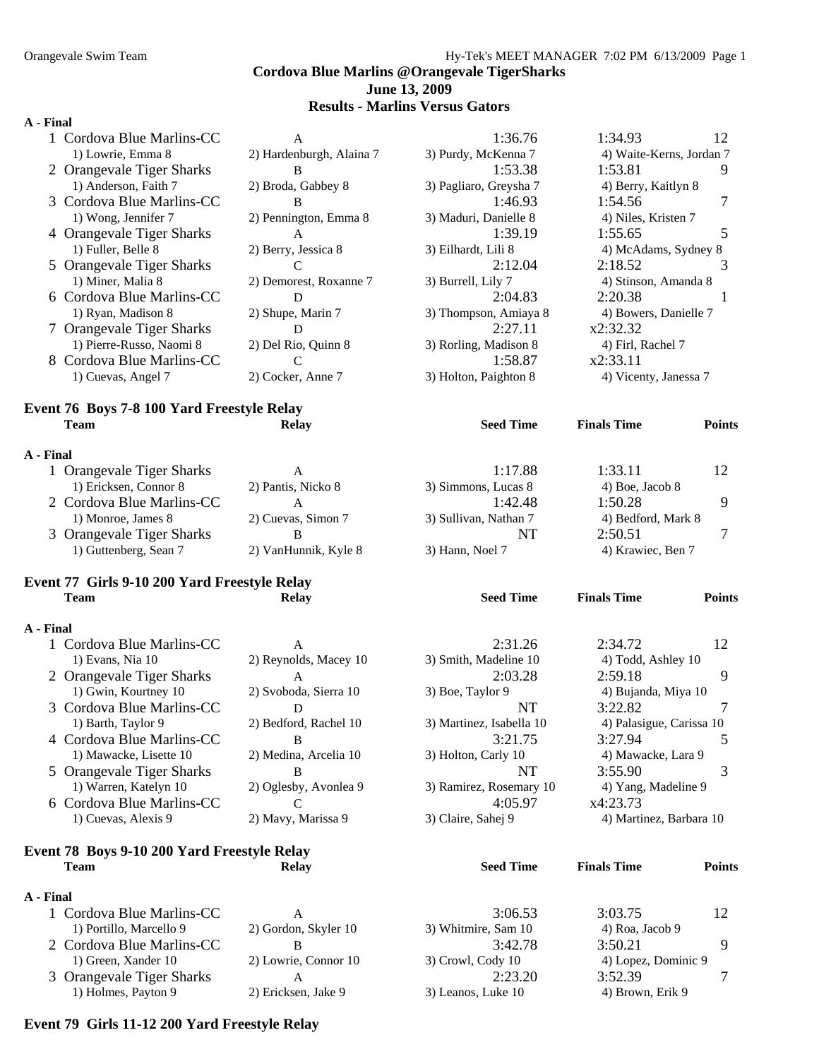# Cordova Blue Marlins @Orangevale TigerSharks
## June 13, 2009
## Results - Marlins Versus Gators

**A - Final**

| | Team | Relay | Seed Time | Finals Time | Points |
|---|---|---|---|---|---|
| 1 | Cordova Blue Marlins-CC | A | 1:36.76 | 1:34.93 | 12 |
| | 1) Lowrie, Emma 8 | 2) Hardenburgh, Alaina 7 | 3) Purdy, McKenna 7 | 4) Waite-Kerns, Jordan 7 | |
| 2 | Orangevale Tiger Sharks | B | 1:53.38 | 1:53.81 | 9 |
| | 1) Anderson, Faith 7 | 2) Broda, Gabbey 8 | 3) Pagliaro, Greysha 7 | 4) Berry, Kaitlyn 8 | |
| 3 | Cordova Blue Marlins-CC | B | 1:46.93 | 1:54.56 | 7 |
| | 1) Wong, Jennifer 7 | 2) Pennington, Emma 8 | 3) Maduri, Danielle 8 | 4) Niles, Kristen 7 | |
| 4 | Orangevale Tiger Sharks | A | 1:39.19 | 1:55.65 | 5 |
| | 1) Fuller, Belle 8 | 2) Berry, Jessica 8 | 3) Eilhardt, Lili 8 | 4) McAdams, Sydney 8 | |
| 5 | Orangevale Tiger Sharks | C | 2:12.04 | 2:18.52 | 3 |
| | 1) Miner, Malia 8 | 2) Demorest, Roxanne 7 | 3) Burrell, Lily 7 | 4) Stinson, Amanda 8 | |
| 6 | Cordova Blue Marlins-CC | D | 2:04.83 | 2:20.38 | 1 |
| | 1) Ryan, Madison 8 | 2) Shupe, Marin 7 | 3) Thompson, Amiaya 8 | 4) Bowers, Danielle 7 | |
| 7 | Orangevale Tiger Sharks | D | 2:27.11 | x2:32.32 | |
| | 1) Pierre-Russo, Naomi 8 | 2) Del Rio, Quinn 8 | 3) Rorling, Madison 8 | 4) Firl, Rachel 7 | |
| 8 | Cordova Blue Marlins-CC | C | 1:58.87 | x2:33.11 | |
| | 1) Cuevas, Angel 7 | 2) Cocker, Anne 7 | 3) Holton, Paighton 8 | 4) Vicenty, Janessa 7 | |

### Event 76 Boys 7-8 100 Yard Freestyle Relay

**A - Final**

| | Team | Relay | Seed Time | Finals Time | Points |
|---|---|---|---|---|---|
| 1 | Orangevale Tiger Sharks | A | 1:17.88 | 1:33.11 | 12 |
| | 1) Ericksen, Connor 8 | 2) Pantis, Nicko 8 | 3) Simmons, Lucas 8 | 4) Boe, Jacob 8 | |
| 2 | Cordova Blue Marlins-CC | A | 1:42.48 | 1:50.28 | 9 |
| | 1) Monroe, James 8 | 2) Cuevas, Simon 7 | 3) Sullivan, Nathan 7 | 4) Bedford, Mark 8 | |
| 3 | Orangevale Tiger Sharks | B | NT | 2:50.51 | 7 |
| | 1) Guttenberg, Sean 7 | 2) VanHunnik, Kyle 8 | 3) Hann, Noel 7 | 4) Krawiec, Ben 7 | |

### Event 77 Girls 9-10 200 Yard Freestyle Relay

**A - Final**

| | Team | Relay | Seed Time | Finals Time | Points |
|---|---|---|---|---|---|
| 1 | Cordova Blue Marlins-CC | A | 2:31.26 | 2:34.72 | 12 |
| | 1) Evans, Nia 10 | 2) Reynolds, Macey 10 | 3) Smith, Madeline 10 | 4) Todd, Ashley 10 | |
| 2 | Orangevale Tiger Sharks | A | 2:03.28 | 2:59.18 | 9 |
| | 1) Gwin, Kourtney 10 | 2) Svoboda, Sierra 10 | 3) Boe, Taylor 9 | 4) Bujanda, Miya 10 | |
| 3 | Cordova Blue Marlins-CC | D | NT | 3:22.82 | 7 |
| | 1) Barth, Taylor 9 | 2) Bedford, Rachel 10 | 3) Martinez, Isabella 10 | 4) Palasigue, Carissa 10 | |
| 4 | Cordova Blue Marlins-CC | B | 3:21.75 | 3:27.94 | 5 |
| | 1) Mawacke, Lisette 10 | 2) Medina, Arcelia 10 | 3) Holton, Carly 10 | 4) Mawacke, Lara 9 | |
| 5 | Orangevale Tiger Sharks | B | NT | 3:55.90 | 3 |
| | 1) Warren, Katelyn 10 | 2) Oglesby, Avonlea 9 | 3) Ramirez, Rosemary 10 | 4) Yang, Madeline 9 | |
| 6 | Cordova Blue Marlins-CC | C | 4:05.97 | x4:23.73 | |
| | 1) Cuevas, Alexis 9 | 2) Mavy, Marissa 9 | 3) Claire, Sahej 9 | 4) Martinez, Barbara 10 | |

### Event 78 Boys 9-10 200 Yard Freestyle Relay

**A - Final**

| | Team | Relay | Seed Time | Finals Time | Points |
|---|---|---|---|---|---|
| 1 | Cordova Blue Marlins-CC | A | 3:06.53 | 3:03.75 | 12 |
| | 1) Portillo, Marcello 9 | 2) Gordon, Skyler 10 | 3) Whitmire, Sam 10 | 4) Roa, Jacob 9 | |
| 2 | Cordova Blue Marlins-CC | B | 3:42.78 | 3:50.21 | 9 |
| | 1) Green, Xander 10 | 2) Lowrie, Connor 10 | 3) Crowl, Cody 10 | 4) Lopez, Dominic 9 | |
| 3 | Orangevale Tiger Sharks | A | 2:23.20 | 3:52.39 | 7 |
| | 1) Holmes, Payton 9 | 2) Ericksen, Jake 9 | 3) Leanos, Luke 10 | 4) Brown, Erik 9 | |

### Event 79 Girls 11-12 200 Yard Freestyle Relay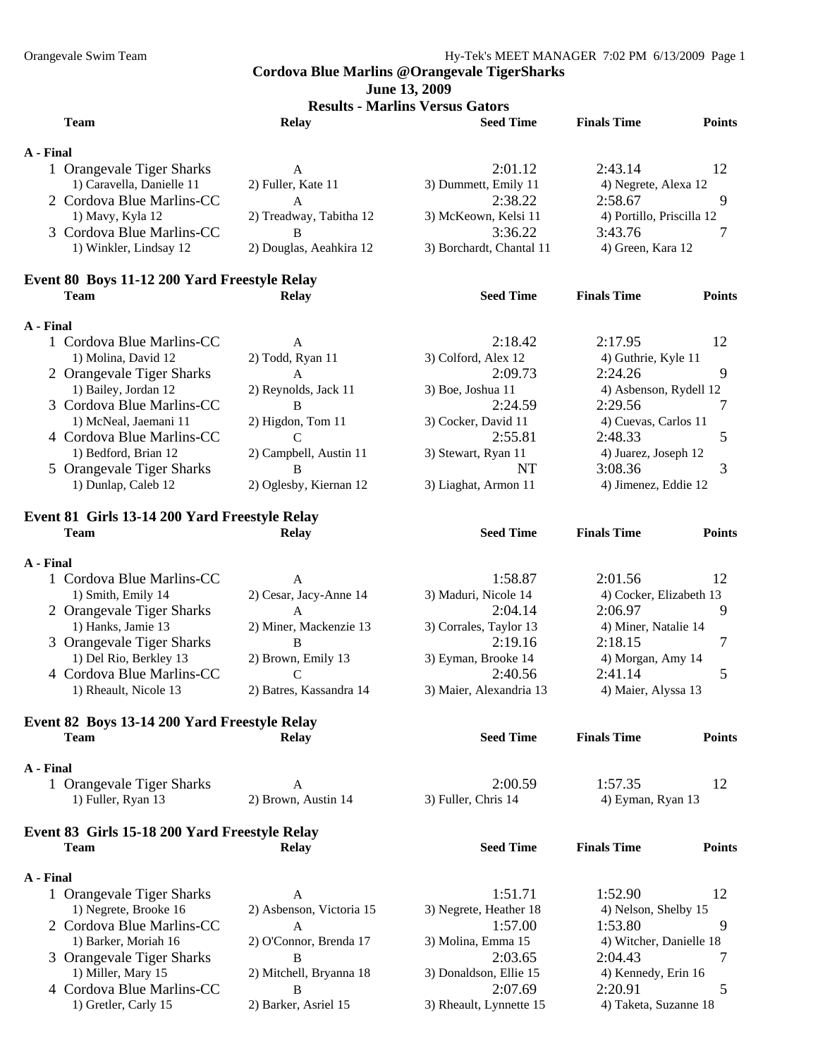# Cordova Blue Marlins @Orangevale TigerSharks

**June 13, 2009**

**Results - Marlins Versus Gators**

| | Team | Relay | Seed Time | Finals Time | Points |
|---|---|---|---|---|---|
| **A - Final** | | | | | |
| 1 | Orangevale Tiger Sharks | A | 2:01.12 | 2:43.14 | 12 |
| | 1) Caravella, Danielle 11 | 2) Fuller, Kate 11 | 3) Dummett, Emily 11 | 4) Negrete, Alexa 12 | |
| 2 | Cordova Blue Marlins-CC | A | 2:38.22 | 2:58.67 | 9 |
| | 1) Mavy, Kyla 12 | 2) Treadway, Tabitha 12 | 3) McKeown, Kelsi 11 | 4) Portillo, Priscilla 12 | |
| 3 | Cordova Blue Marlins-CC | B | 3:36.22 | 3:43.76 | 7 |
| | 1) Winkler, Lindsay 12 | 2) Douglas, Aeahkira 12 | 3) Borchardt, Chantal 11 | 4) Green, Kara 12 | |

## Event 80 Boys 11-12 200 Yard Freestyle Relay

| | Team | Relay | Seed Time | Finals Time | Points |
|---|---|---|---|---|---|
| **A - Final** | | | | | |
| 1 | Cordova Blue Marlins-CC | A | 2:18.42 | 2:17.95 | 12 |
| | 1) Molina, David 12 | 2) Todd, Ryan 11 | 3) Colford, Alex 12 | 4) Guthrie, Kyle 11 | |
| 2 | Orangevale Tiger Sharks | A | 2:09.73 | 2:24.26 | 9 |
| | 1) Bailey, Jordan 12 | 2) Reynolds, Jack 11 | 3) Boe, Joshua 11 | 4) Asbenson, Rydell 12 | |
| 3 | Cordova Blue Marlins-CC | B | 2:24.59 | 2:29.56 | 7 |
| | 1) McNeal, Jaemani 11 | 2) Higdon, Tom 11 | 3) Cocker, David 11 | 4) Cuevas, Carlos 11 | |
| 4 | Cordova Blue Marlins-CC | C | 2:55.81 | 2:48.33 | 5 |
| | 1) Bedford, Brian 12 | 2) Campbell, Austin 11 | 3) Stewart, Ryan 11 | 4) Juarez, Joseph 12 | |
| 5 | Orangevale Tiger Sharks | B | NT | 3:08.36 | 3 |
| | 1) Dunlap, Caleb 12 | 2) Oglesby, Kiernan 12 | 3) Liaghat, Armon 11 | 4) Jimenez, Eddie 12 | |

## Event 81 Girls 13-14 200 Yard Freestyle Relay

| | Team | Relay | Seed Time | Finals Time | Points |
|---|---|---|---|---|---|
| **A - Final** | | | | | |
| 1 | Cordova Blue Marlins-CC | A | 1:58.87 | 2:01.56 | 12 |
| | 1) Smith, Emily 14 | 2) Cesar, Jacy-Anne 14 | 3) Maduri, Nicole 14 | 4) Cocker, Elizabeth 13 | |
| 2 | Orangevale Tiger Sharks | A | 2:04.14 | 2:06.97 | 9 |
| | 1) Hanks, Jamie 13 | 2) Miner, Mackenzie 13 | 3) Corrales, Taylor 13 | 4) Miner, Natalie 14 | |
| 3 | Orangevale Tiger Sharks | B | 2:19.16 | 2:18.15 | 7 |
| | 1) Del Rio, Berkley 13 | 2) Brown, Emily 13 | 3) Eyman, Brooke 14 | 4) Morgan, Amy 14 | |
| 4 | Cordova Blue Marlins-CC | C | 2:40.56 | 2:41.14 | 5 |
| | 1) Rheault, Nicole 13 | 2) Batres, Kassandra 14 | 3) Maier, Alexandria 13 | 4) Maier, Alyssa 13 | |

## Event 82 Boys 13-14 200 Yard Freestyle Relay

| | Team | Relay | Seed Time | Finals Time | Points |
|---|---|---|---|---|---|
| **A - Final** | | | | | |
| 1 | Orangevale Tiger Sharks | A | 2:00.59 | 1:57.35 | 12 |
| | 1) Fuller, Ryan 13 | 2) Brown, Austin 14 | 3) Fuller, Chris 14 | 4) Eyman, Ryan 13 | |

## Event 83 Girls 15-18 200 Yard Freestyle Relay

| | Team | Relay | Seed Time | Finals Time | Points |
|---|---|---|---|---|---|
| **A - Final** | | | | | |
| 1 | Orangevale Tiger Sharks | A | 1:51.71 | 1:52.90 | 12 |
| | 1) Negrete, Brooke 16 | 2) Asbenson, Victoria 15 | 3) Negrete, Heather 18 | 4) Nelson, Shelby 15 | |
| 2 | Cordova Blue Marlins-CC | A | 1:57.00 | 1:53.80 | 9 |
| | 1) Barker, Moriah 16 | 2) O'Connor, Brenda 17 | 3) Molina, Emma 15 | 4) Witcher, Danielle 18 | |
| 3 | Orangevale Tiger Sharks | B | 2:03.65 | 2:04.43 | 7 |
| | 1) Miller, Mary 15 | 2) Mitchell, Bryanna 18 | 3) Donaldson, Ellie 15 | 4) Kennedy, Erin 16 | |
| 4 | Cordova Blue Marlins-CC | B | 2:07.69 | 2:20.91 | 5 |
| | 1) Gretler, Carly 15 | 2) Barker, Asriel 15 | 3) Rheault, Lynnette 15 | 4) Taketa, Suzanne 18 | |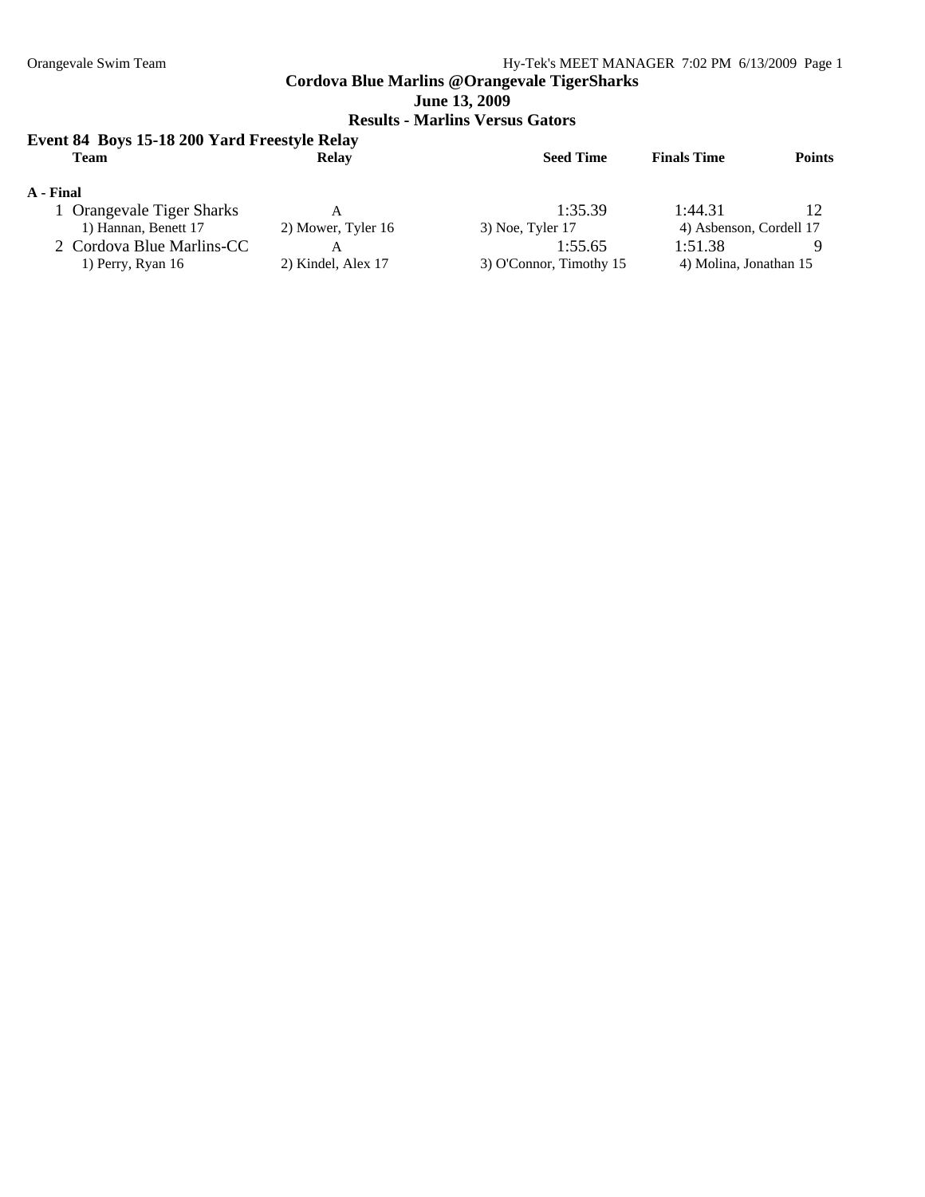**Cordova Blue Marlins @Orangevale TigerSharks**

**June 13, 2009**

**Results - Marlins Versus Gators**

### Event 84 Boys 15-18 200 Yard Freestyle Relay

| Team | Relay | Seed Time | Finals Time | Points |
|---|---|---|---|---|
| **A - Final** | | | | |
| 1 Orangevale Tiger Sharks | A | 1:35.39 | 1:44.31 | 12 |
| 1) Hannan, Benett 17 | 2) Mower, Tyler 16 | 3) Noe, Tyler 17 | 4) Asbenson, Cordell 17 | |
| 2 Cordova Blue Marlins-CC | A | 1:55.65 | 1:51.38 | 9 |
| 1) Perry, Ryan 16 | 2) Kindel, Alex 17 | 3) O'Connor, Timothy 15 | 4) Molina, Jonathan 15 | |